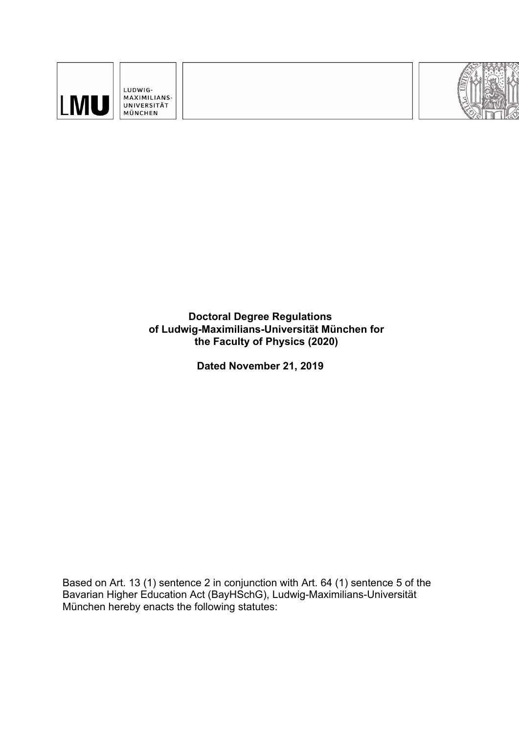**Doctoral Degree Regulations of Ludwig-Maximilians-Universität München for the Faculty of Physics (2020)**

**Dated November 21, 2019**

Based on Art. 13 (1) sentence 2 in conjunction with Art. 64 (1) sentence 5 of the Bavarian Higher Education Act (BayHSchG), Ludwig-Maximilians-Universität München hereby enacts the following statutes: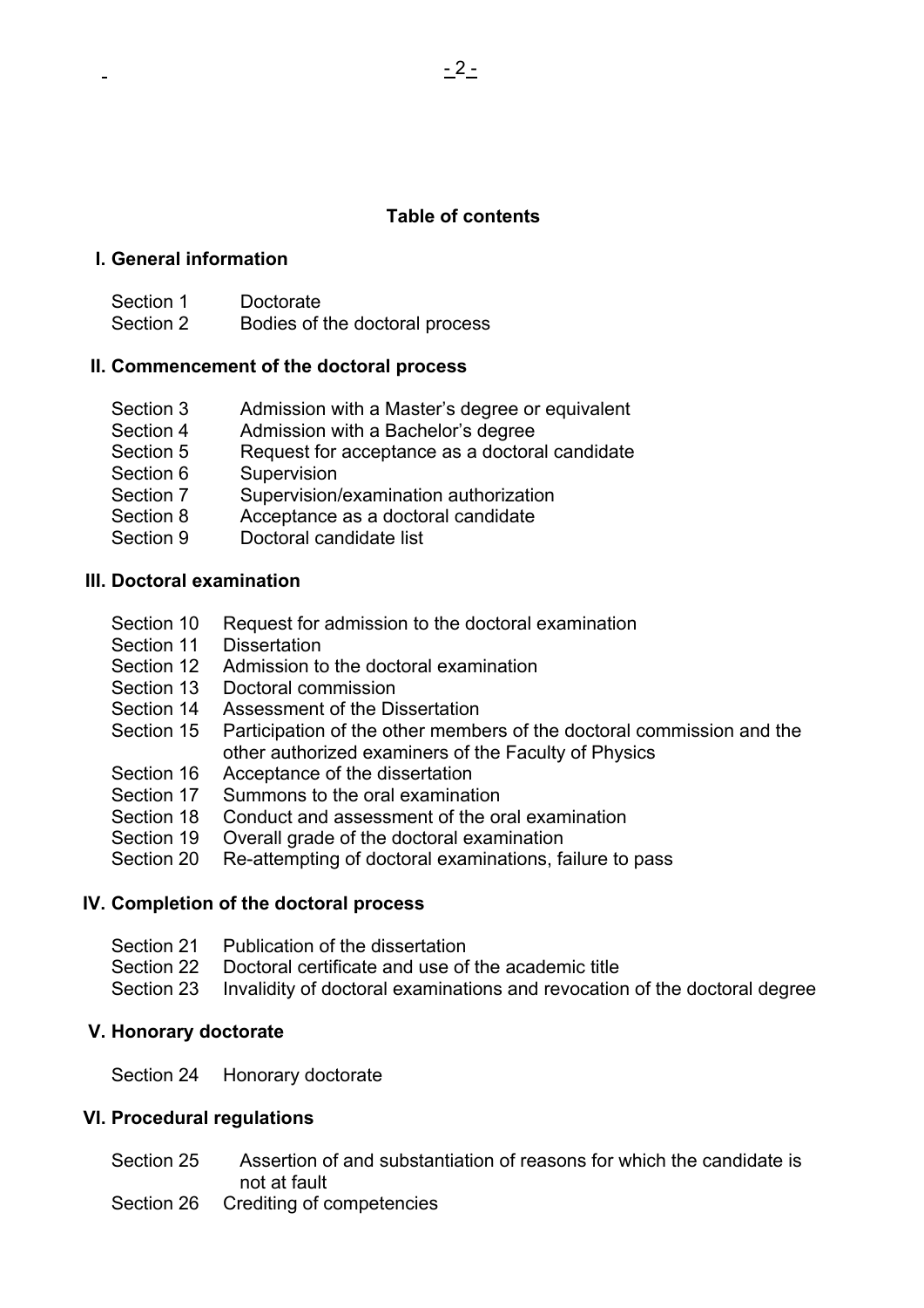# Table of contents

## I. General information

- Section 1 Doctorate
- Section 2 Bodies of the doctoral process

## II. Commencement of the doctoral process

- Section 3 Admission with a Master's degree or equivalent
- Section 4 Admission with a Bachelor's degree
- Section 5 Request for acceptance as a doctoral candidate
- Section 6 Supervision
- Section 7 Supervision/examination authorization
- Section 8 Acceptance as a doctoral candidate
- Section 9 Doctoral candidate list

## III. Doctoral examination

- Section 10 Request for admission to the doctoral examination
- Section 11 Dissertation
- Section 12 Admission to the doctoral examination
- Section 13 Doctoral commission
- Section 14 Assessment of the Dissertation
- Section 15 Participation of the other members of the doctoral commission and the other authorized examiners of the Faculty of Physics
- Section 16 Acceptance of the dissertation
- Section 17 Summons to the oral examination
- Section 18 Conduct and assessment of the oral examination
- Section 19 Overall grade of the doctoral examination
- Section 20 Re-attempting of doctoral examinations, failure to pass

## IV. Completion of the doctoral process

- Section 21 Publication of the dissertation
- Section 22 Doctoral certificate and use of the academic title
- Section 23 Invalidity of doctoral examinations and revocation of the doctoral degree

## V. Honorary doctorate

- Section 24 Honorary doctorate

## VI. Procedural regulations

- Section 25 Assertion of and substantiation of reasons for which the candidate is not at fault
- Section 26 Crediting of competencies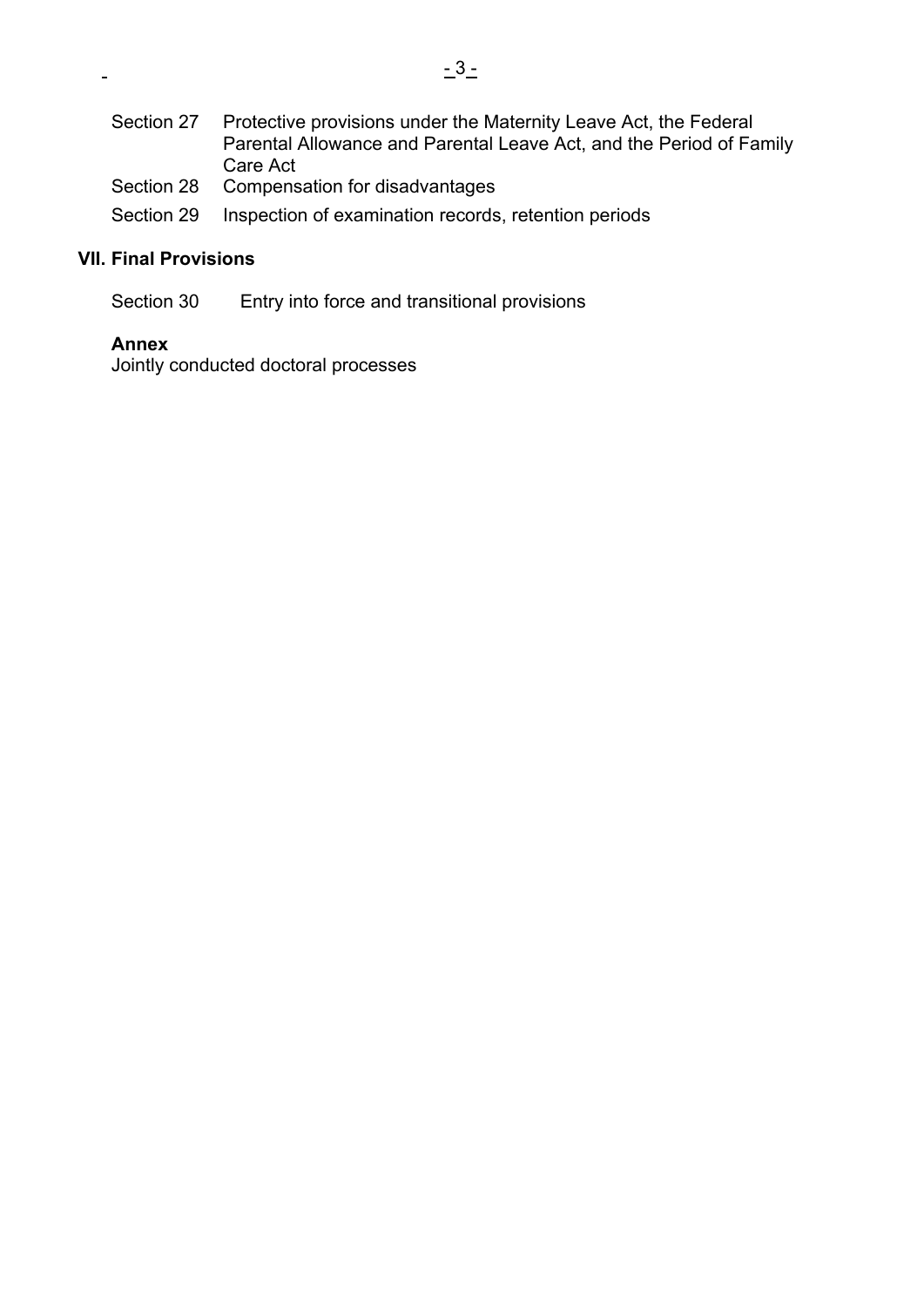Section 27 Protective provisions under the Maternity Leave Act, the Federal Parental Allowance and Parental Leave Act, and the Period of Family Care Act

Section 28 Compensation for disadvantages

Section 29 Inspection of examination records, retention periods

## VII. Final Provisions

Section 30 Entry into force and transitional provisions

**Annex**
Jointly conducted doctoral processes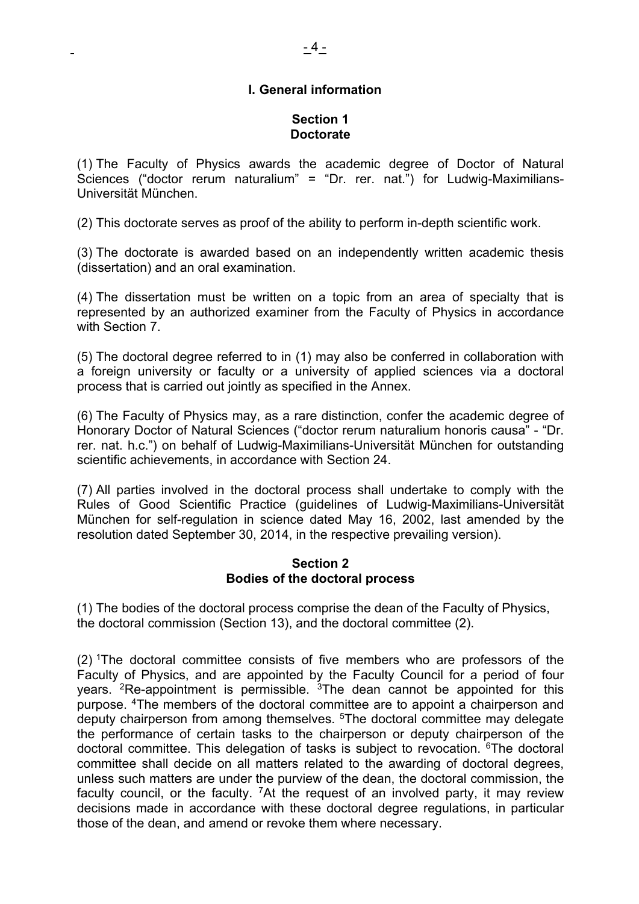## I. General information

### Section 1
### Doctorate

(1) The Faculty of Physics awards the academic degree of Doctor of Natural Sciences ("doctor rerum naturalium" = "Dr. rer. nat.") for Ludwig-Maximilians-Universität München.

(2) This doctorate serves as proof of the ability to perform in-depth scientific work.

(3) The doctorate is awarded based on an independently written academic thesis (dissertation) and an oral examination.

(4) The dissertation must be written on a topic from an area of specialty that is represented by an authorized examiner from the Faculty of Physics in accordance with Section 7.

(5) The doctoral degree referred to in (1) may also be conferred in collaboration with a foreign university or faculty or a university of applied sciences via a doctoral process that is carried out jointly as specified in the Annex.

(6) The Faculty of Physics may, as a rare distinction, confer the academic degree of Honorary Doctor of Natural Sciences ("doctor rerum naturalium honoris causa" - "Dr. rer. nat. h.c.") on behalf of Ludwig-Maximilians-Universität München for outstanding scientific achievements, in accordance with Section 24.

(7) All parties involved in the doctoral process shall undertake to comply with the Rules of Good Scientific Practice (guidelines of Ludwig-Maximilians-Universität München for self-regulation in science dated May 16, 2002, last amended by the resolution dated September 30, 2014, in the respective prevailing version).

### Section 2
### Bodies of the doctoral process

(1) The bodies of the doctoral process comprise the dean of the Faculty of Physics, the doctoral commission (Section 13), and the doctoral committee (2).

(2) [1]The doctoral committee consists of five members who are professors of the Faculty of Physics, and are appointed by the Faculty Council for a period of four years. [2]Re-appointment is permissible. [3]The dean cannot be appointed for this purpose. [4]The members of the doctoral committee are to appoint a chairperson and deputy chairperson from among themselves. [5]The doctoral committee may delegate the performance of certain tasks to the chairperson or deputy chairperson of the doctoral committee. This delegation of tasks is subject to revocation. [6]The doctoral committee shall decide on all matters related to the awarding of doctoral degrees, unless such matters are under the purview of the dean, the doctoral commission, the faculty council, or the faculty. [7]At the request of an involved party, it may review decisions made in accordance with these doctoral degree regulations, in particular those of the dean, and amend or revoke them where necessary.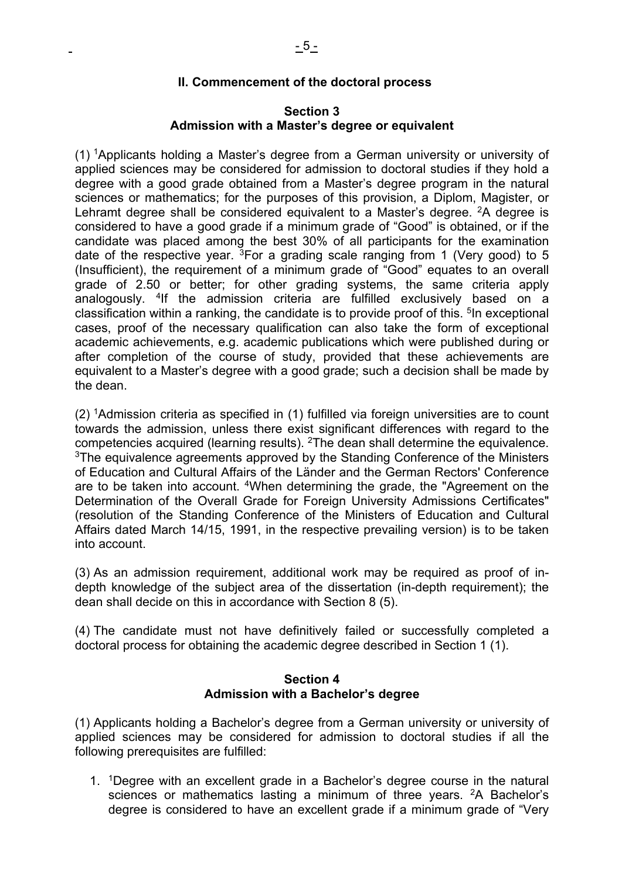## II. Commencement of the doctoral process

### Section 3
### Admission with a Master's degree or equivalent

(1) [1]Applicants holding a Master's degree from a German university or university of applied sciences may be considered for admission to doctoral studies if they hold a degree with a good grade obtained from a Master's degree program in the natural sciences or mathematics; for the purposes of this provision, a Diplom, Magister, or Lehramt degree shall be considered equivalent to a Master's degree. [2]A degree is considered to have a good grade if a minimum grade of "Good" is obtained, or if the candidate was placed among the best 30% of all participants for the examination date of the respective year. [3]For a grading scale ranging from 1 (Very good) to 5 (Insufficient), the requirement of a minimum grade of "Good" equates to an overall grade of 2.50 or better; for other grading systems, the same criteria apply analogously. [4]If the admission criteria are fulfilled exclusively based on a classification within a ranking, the candidate is to provide proof of this. [5]In exceptional cases, proof of the necessary qualification can also take the form of exceptional academic achievements, e.g. academic publications which were published during or after completion of the course of study, provided that these achievements are equivalent to a Master's degree with a good grade; such a decision shall be made by the dean.

(2) [1]Admission criteria as specified in (1) fulfilled via foreign universities are to count towards the admission, unless there exist significant differences with regard to the competencies acquired (learning results). [2]The dean shall determine the equivalence. [3]The equivalence agreements approved by the Standing Conference of the Ministers of Education and Cultural Affairs of the Länder and the German Rectors' Conference are to be taken into account. [4]When determining the grade, the "Agreement on the Determination of the Overall Grade for Foreign University Admissions Certificates" (resolution of the Standing Conference of the Ministers of Education and Cultural Affairs dated March 14/15, 1991, in the respective prevailing version) is to be taken into account.

(3) As an admission requirement, additional work may be required as proof of in-depth knowledge of the subject area of the dissertation (in-depth requirement); the dean shall decide on this in accordance with Section 8 (5).

(4) The candidate must not have definitively failed or successfully completed a doctoral process for obtaining the academic degree described in Section 1 (1).

### Section 4
### Admission with a Bachelor's degree

(1) Applicants holding a Bachelor's degree from a German university or university of applied sciences may be considered for admission to doctoral studies if all the following prerequisites are fulfilled:

1. [1]Degree with an excellent grade in a Bachelor's degree course in the natural sciences or mathematics lasting a minimum of three years. [2]A Bachelor's degree is considered to have an excellent grade if a minimum grade of "Very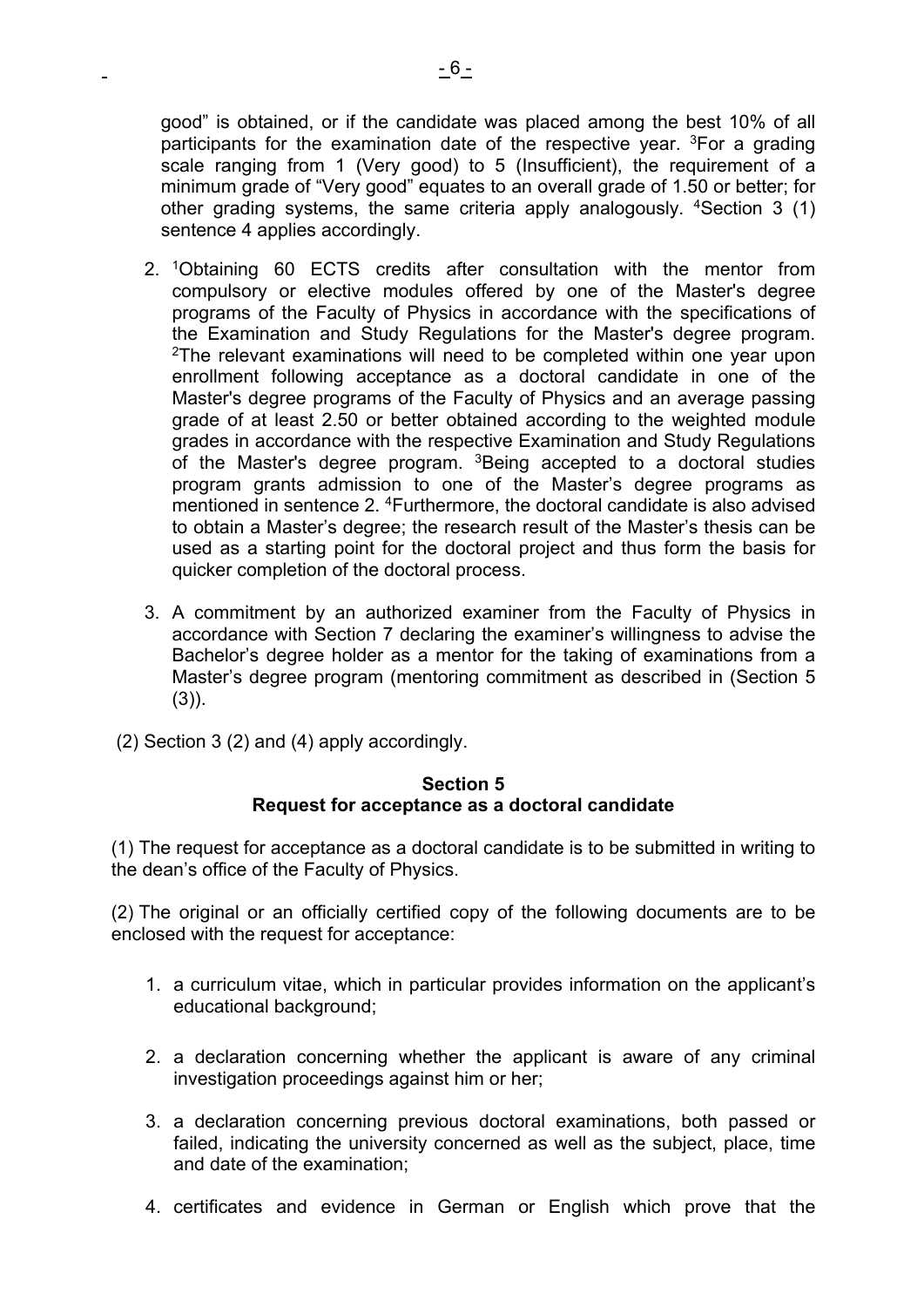good" is obtained, or if the candidate was placed among the best 10% of all participants for the examination date of the respective year. [3]For a grading scale ranging from 1 (Very good) to 5 (Insufficient), the requirement of a minimum grade of "Very good" equates to an overall grade of 1.50 or better; for other grading systems, the same criteria apply analogously. [4]Section 3 (1) sentence 4 applies accordingly.

2. [1]Obtaining 60 ECTS credits after consultation with the mentor from compulsory or elective modules offered by one of the Master's degree programs of the Faculty of Physics in accordance with the specifications of the Examination and Study Regulations for the Master's degree program. [2]The relevant examinations will need to be completed within one year upon enrollment following acceptance as a doctoral candidate in one of the Master's degree programs of the Faculty of Physics and an average passing grade of at least 2.50 or better obtained according to the weighted module grades in accordance with the respective Examination and Study Regulations of the Master's degree program. [3]Being accepted to a doctoral studies program grants admission to one of the Master's degree programs as mentioned in sentence 2. [4]Furthermore, the doctoral candidate is also advised to obtain a Master's degree; the research result of the Master's thesis can be used as a starting point for the doctoral project and thus form the basis for quicker completion of the doctoral process.

3. A commitment by an authorized examiner from the Faculty of Physics in accordance with Section 7 declaring the examiner's willingness to advise the Bachelor's degree holder as a mentor for the taking of examinations from a Master's degree program (mentoring commitment as described in (Section 5 (3)).

(2) Section 3 (2) and (4) apply accordingly.

## Section 5
## Request for acceptance as a doctoral candidate

(1) The request for acceptance as a doctoral candidate is to be submitted in writing to the dean's office of the Faculty of Physics.

(2) The original or an officially certified copy of the following documents are to be enclosed with the request for acceptance:

1. a curriculum vitae, which in particular provides information on the applicant's educational background;

2. a declaration concerning whether the applicant is aware of any criminal investigation proceedings against him or her;

3. a declaration concerning previous doctoral examinations, both passed or failed, indicating the university concerned as well as the subject, place, time and date of the examination;

4. certificates and evidence in German or English which prove that the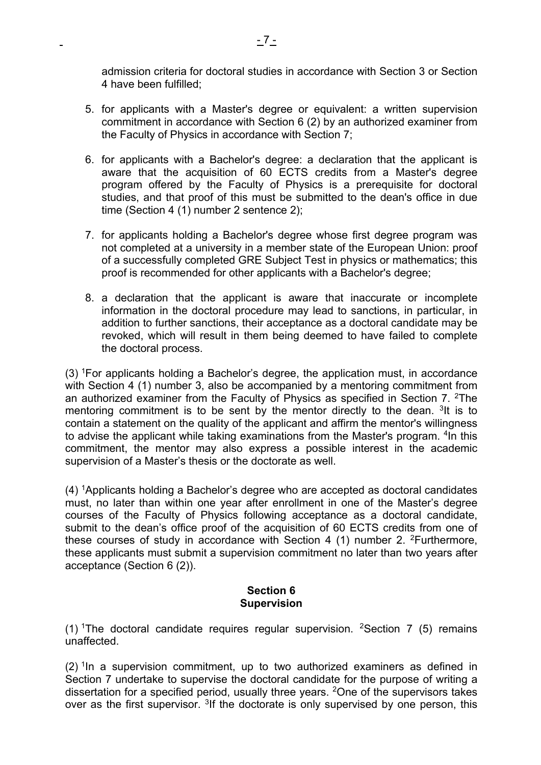admission criteria for doctoral studies in accordance with Section 3 or Section 4 have been fulfilled;

5. for applicants with a Master's degree or equivalent: a written supervision commitment in accordance with Section 6 (2) by an authorized examiner from the Faculty of Physics in accordance with Section 7;

6. for applicants with a Bachelor's degree: a declaration that the applicant is aware that the acquisition of 60 ECTS credits from a Master's degree program offered by the Faculty of Physics is a prerequisite for doctoral studies, and that proof of this must be submitted to the dean's office in due time (Section 4 (1) number 2 sentence 2);

7. for applicants holding a Bachelor's degree whose first degree program was not completed at a university in a member state of the European Union: proof of a successfully completed GRE Subject Test in physics or mathematics; this proof is recommended for other applicants with a Bachelor's degree;

8. a declaration that the applicant is aware that inaccurate or incomplete information in the doctoral procedure may lead to sanctions, in particular, in addition to further sanctions, their acceptance as a doctoral candidate may be revoked, which will result in them being deemed to have failed to complete the doctoral process.

(3) [1]For applicants holding a Bachelor's degree, the application must, in accordance with Section 4 (1) number 3, also be accompanied by a mentoring commitment from an authorized examiner from the Faculty of Physics as specified in Section 7. [2]The mentoring commitment is to be sent by the mentor directly to the dean. [3]It is to contain a statement on the quality of the applicant and affirm the mentor's willingness to advise the applicant while taking examinations from the Master's program. [4]In this commitment, the mentor may also express a possible interest in the academic supervision of a Master's thesis or the doctorate as well.

(4) [1]Applicants holding a Bachelor's degree who are accepted as doctoral candidates must, no later than within one year after enrollment in one of the Master's degree courses of the Faculty of Physics following acceptance as a doctoral candidate, submit to the dean's office proof of the acquisition of 60 ECTS credits from one of these courses of study in accordance with Section 4 (1) number 2. [2]Furthermore, these applicants must submit a supervision commitment no later than two years after acceptance (Section 6 (2)).

## Section 6
## Supervision

(1) [1]The doctoral candidate requires regular supervision. [2]Section 7 (5) remains unaffected.

(2) [1]In a supervision commitment, up to two authorized examiners as defined in Section 7 undertake to supervise the doctoral candidate for the purpose of writing a dissertation for a specified period, usually three years. [2]One of the supervisors takes over as the first supervisor. [3]If the doctorate is only supervised by one person, this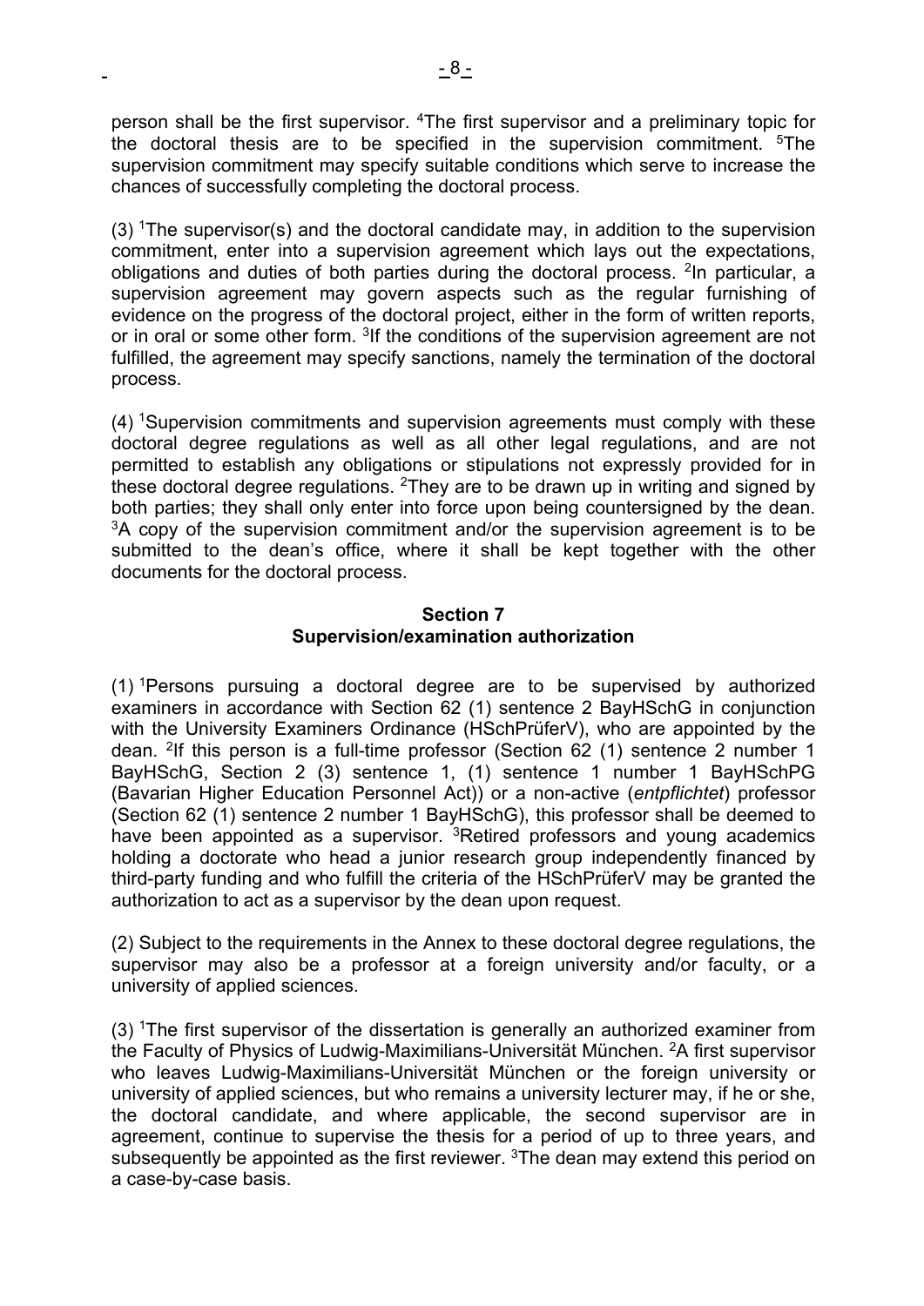person shall be the first supervisor. [4]The first supervisor and a preliminary topic for the doctoral thesis are to be specified in the supervision commitment. [5]The supervision commitment may specify suitable conditions which serve to increase the chances of successfully completing the doctoral process.

(3) [1]The supervisor(s) and the doctoral candidate may, in addition to the supervision commitment, enter into a supervision agreement which lays out the expectations, obligations and duties of both parties during the doctoral process. [2]In particular, a supervision agreement may govern aspects such as the regular furnishing of evidence on the progress of the doctoral project, either in the form of written reports, or in oral or some other form. [3]If the conditions of the supervision agreement are not fulfilled, the agreement may specify sanctions, namely the termination of the doctoral process.

(4) [1]Supervision commitments and supervision agreements must comply with these doctoral degree regulations as well as all other legal regulations, and are not permitted to establish any obligations or stipulations not expressly provided for in these doctoral degree regulations. [2]They are to be drawn up in writing and signed by both parties; they shall only enter into force upon being countersigned by the dean. [3]A copy of the supervision commitment and/or the supervision agreement is to be submitted to the dean's office, where it shall be kept together with the other documents for the doctoral process.

## Section 7
## Supervision/examination authorization

(1) [1]Persons pursuing a doctoral degree are to be supervised by authorized examiners in accordance with Section 62 (1) sentence 2 BayHSchG in conjunction with the University Examiners Ordinance (HSchPrüferV), who are appointed by the dean. [2]If this person is a full-time professor (Section 62 (1) sentence 2 number 1 BayHSchG, Section 2 (3) sentence 1, (1) sentence 1 number 1 BayHSchPG (Bavarian Higher Education Personnel Act)) or a non-active (*entpflichtet*) professor (Section 62 (1) sentence 2 number 1 BayHSchG), this professor shall be deemed to have been appointed as a supervisor. [3]Retired professors and young academics holding a doctorate who head a junior research group independently financed by third-party funding and who fulfill the criteria of the HSchPrüferV may be granted the authorization to act as a supervisor by the dean upon request.

(2) Subject to the requirements in the Annex to these doctoral degree regulations, the supervisor may also be a professor at a foreign university and/or faculty, or a university of applied sciences.

(3) [1]The first supervisor of the dissertation is generally an authorized examiner from the Faculty of Physics of Ludwig-Maximilians-Universität München. [2]A first supervisor who leaves Ludwig-Maximilians-Universität München or the foreign university or university of applied sciences, but who remains a university lecturer may, if he or she, the doctoral candidate, and where applicable, the second supervisor are in agreement, continue to supervise the thesis for a period of up to three years, and subsequently be appointed as the first reviewer. [3]The dean may extend this period on a case-by-case basis.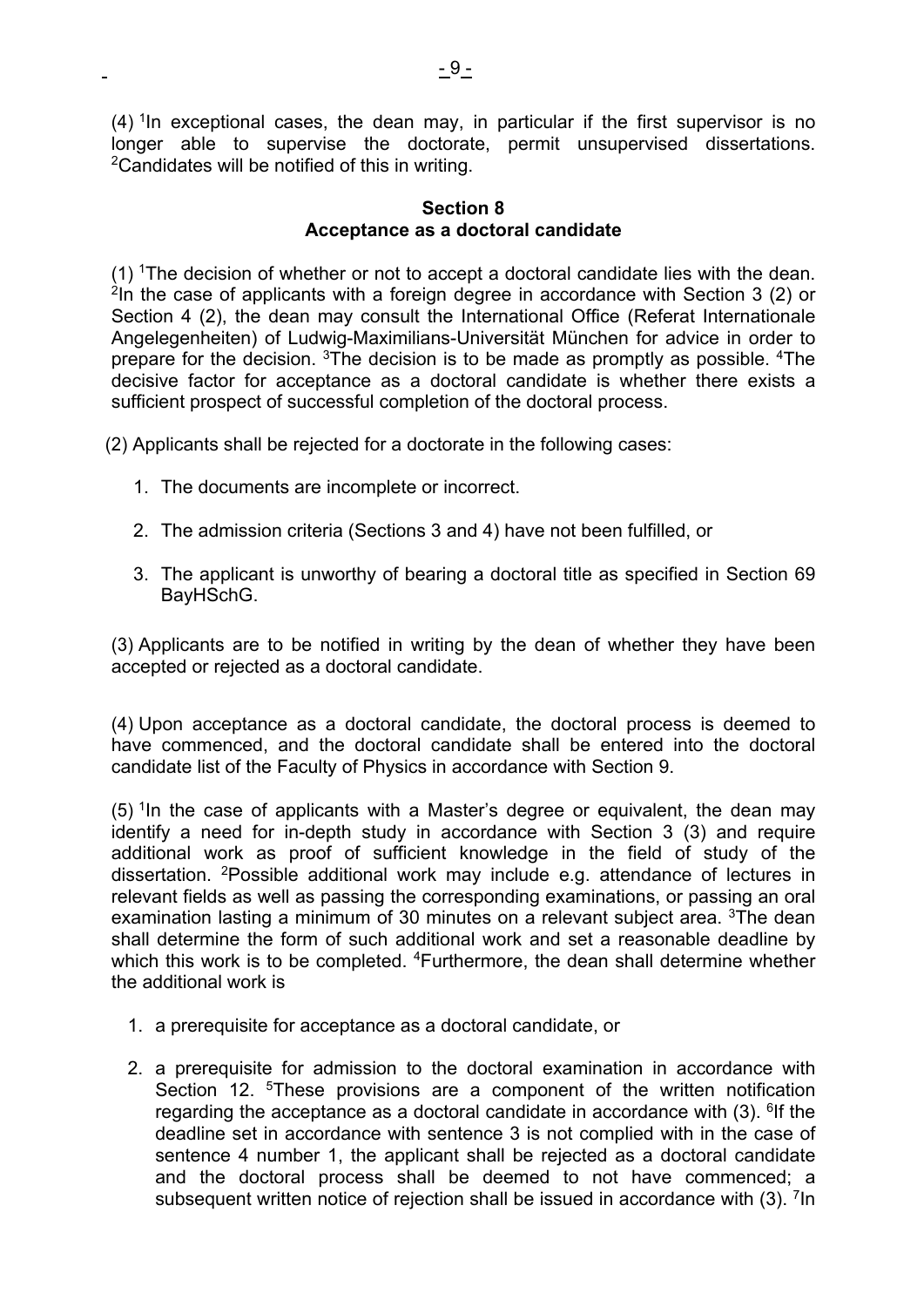(4) [1]In exceptional cases, the dean may, in particular if the first supervisor is no longer able to supervise the doctorate, permit unsupervised dissertations. [2]Candidates will be notified of this in writing.

## Section 8
## Acceptance as a doctoral candidate

(1) [1]The decision of whether or not to accept a doctoral candidate lies with the dean. [2]In the case of applicants with a foreign degree in accordance with Section 3 (2) or Section 4 (2), the dean may consult the International Office (Referat Internationale Angelegenheiten) of Ludwig-Maximilians-Universität München for advice in order to prepare for the decision. [3]The decision is to be made as promptly as possible. [4]The decisive factor for acceptance as a doctoral candidate is whether there exists a sufficient prospect of successful completion of the doctoral process.

(2) Applicants shall be rejected for a doctorate in the following cases:

1. The documents are incomplete or incorrect.
2. The admission criteria (Sections 3 and 4) have not been fulfilled, or
3. The applicant is unworthy of bearing a doctoral title as specified in Section 69 BayHSchG.

(3) Applicants are to be notified in writing by the dean of whether they have been accepted or rejected as a doctoral candidate.

(4) Upon acceptance as a doctoral candidate, the doctoral process is deemed to have commenced, and the doctoral candidate shall be entered into the doctoral candidate list of the Faculty of Physics in accordance with Section 9.

(5) [1]In the case of applicants with a Master's degree or equivalent, the dean may identify a need for in-depth study in accordance with Section 3 (3) and require additional work as proof of sufficient knowledge in the field of study of the dissertation. [2]Possible additional work may include e.g. attendance of lectures in relevant fields as well as passing the corresponding examinations, or passing an oral examination lasting a minimum of 30 minutes on a relevant subject area. [3]The dean shall determine the form of such additional work and set a reasonable deadline by which this work is to be completed. [4]Furthermore, the dean shall determine whether the additional work is

1. a prerequisite for acceptance as a doctoral candidate, or
2. a prerequisite for admission to the doctoral examination in accordance with Section 12. [5]These provisions are a component of the written notification regarding the acceptance as a doctoral candidate in accordance with (3). [6]If the deadline set in accordance with sentence 3 is not complied with in the case of sentence 4 number 1, the applicant shall be rejected as a doctoral candidate and the doctoral process shall be deemed to not have commenced; a subsequent written notice of rejection shall be issued in accordance with (3). [7]In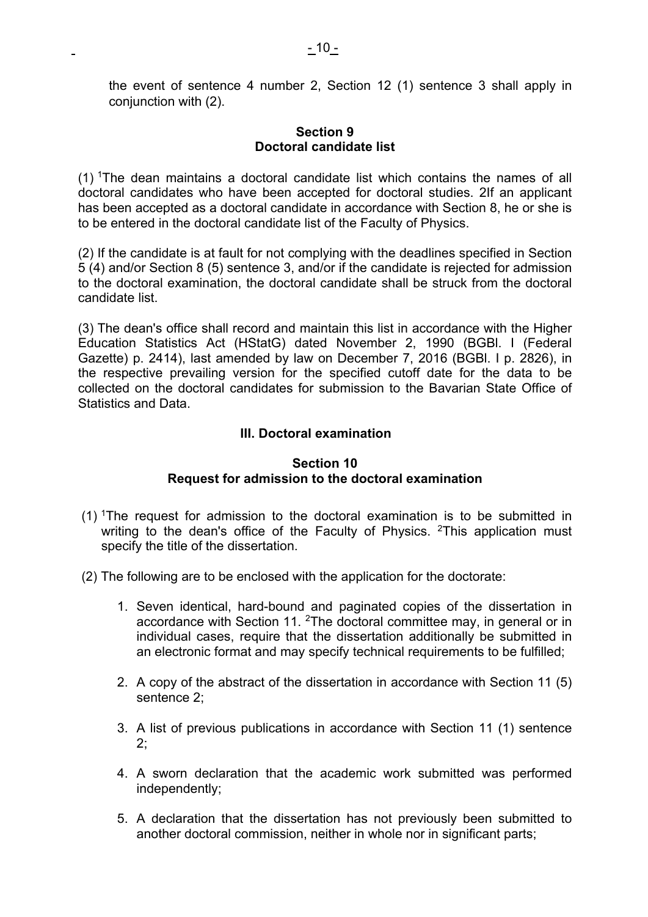the event of sentence 4 number 2, Section 12 (1) sentence 3 shall apply in conjunction with (2).

### Section 9
### Doctoral candidate list

(1) [1]The dean maintains a doctoral candidate list which contains the names of all doctoral candidates who have been accepted for doctoral studies. 2If an applicant has been accepted as a doctoral candidate in accordance with Section 8, he or she is to be entered in the doctoral candidate list of the Faculty of Physics.

(2) If the candidate is at fault for not complying with the deadlines specified in Section 5 (4) and/or Section 8 (5) sentence 3, and/or if the candidate is rejected for admission to the doctoral examination, the doctoral candidate shall be struck from the doctoral candidate list.

(3) The dean's office shall record and maintain this list in accordance with the Higher Education Statistics Act (HStatG) dated November 2, 1990 (BGBl. I (Federal Gazette) p. 2414), last amended by law on December 7, 2016 (BGBl. I p. 2826), in the respective prevailing version for the specified cutoff date for the data to be collected on the doctoral candidates for submission to the Bavarian State Office of Statistics and Data.

## III. Doctoral examination

### Section 10
### Request for admission to the doctoral examination

(1) [1]The request for admission to the doctoral examination is to be submitted in writing to the dean's office of the Faculty of Physics. [2]This application must specify the title of the dissertation.

(2) The following are to be enclosed with the application for the doctorate:

1. Seven identical, hard-bound and paginated copies of the dissertation in accordance with Section 11. [2]The doctoral committee may, in general or in individual cases, require that the dissertation additionally be submitted in an electronic format and may specify technical requirements to be fulfilled;

2. A copy of the abstract of the dissertation in accordance with Section 11 (5) sentence 2;

3. A list of previous publications in accordance with Section 11 (1) sentence 2;

4. A sworn declaration that the academic work submitted was performed independently;

5. A declaration that the dissertation has not previously been submitted to another doctoral commission, neither in whole nor in significant parts;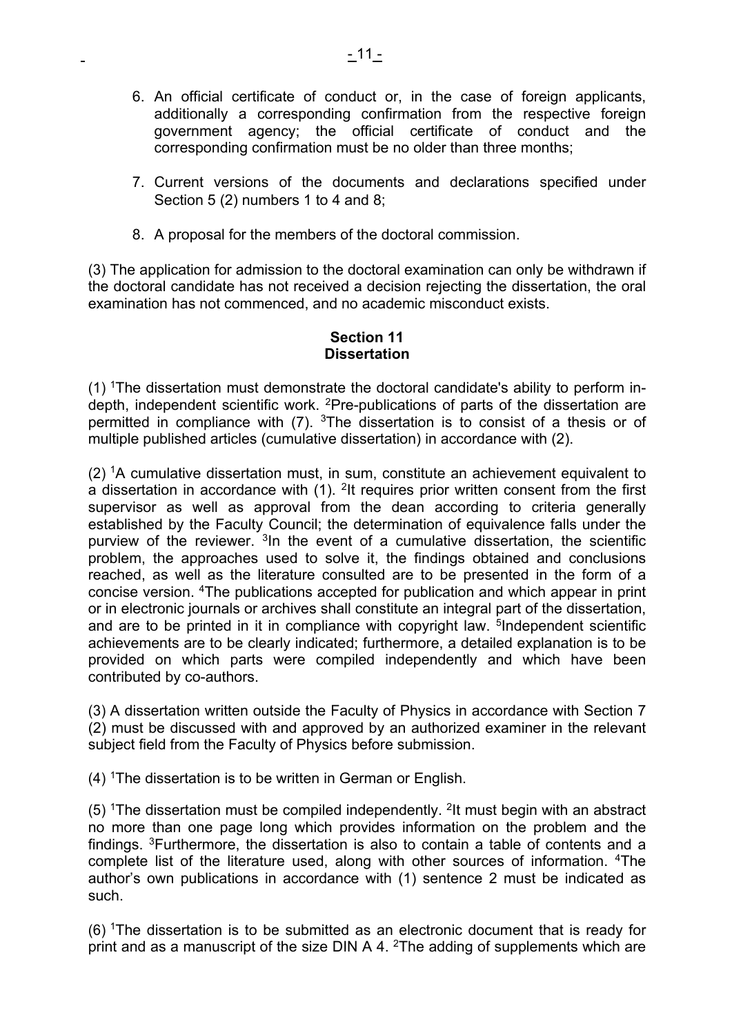6. An official certificate of conduct or, in the case of foreign applicants, additionally a corresponding confirmation from the respective foreign government agency; the official certificate of conduct and the corresponding confirmation must be no older than three months;

7. Current versions of the documents and declarations specified under Section 5 (2) numbers 1 to 4 and 8;

8. A proposal for the members of the doctoral commission.

(3) The application for admission to the doctoral examination can only be withdrawn if the doctoral candidate has not received a decision rejecting the dissertation, the oral examination has not commenced, and no academic misconduct exists.

**Section 11**
**Dissertation**

(1) [1]The dissertation must demonstrate the doctoral candidate's ability to perform in-depth, independent scientific work. [2]Pre-publications of parts of the dissertation are permitted in compliance with (7). [3]The dissertation is to consist of a thesis or of multiple published articles (cumulative dissertation) in accordance with (2).

(2) [1]A cumulative dissertation must, in sum, constitute an achievement equivalent to a dissertation in accordance with (1). [2]It requires prior written consent from the first supervisor as well as approval from the dean according to criteria generally established by the Faculty Council; the determination of equivalence falls under the purview of the reviewer. [3]In the event of a cumulative dissertation, the scientific problem, the approaches used to solve it, the findings obtained and conclusions reached, as well as the literature consulted are to be presented in the form of a concise version. [4]The publications accepted for publication and which appear in print or in electronic journals or archives shall constitute an integral part of the dissertation, and are to be printed in it in compliance with copyright law. [5]Independent scientific achievements are to be clearly indicated; furthermore, a detailed explanation is to be provided on which parts were compiled independently and which have been contributed by co-authors.

(3) A dissertation written outside the Faculty of Physics in accordance with Section 7 (2) must be discussed with and approved by an authorized examiner in the relevant subject field from the Faculty of Physics before submission.

(4) [1]The dissertation is to be written in German or English.

(5) [1]The dissertation must be compiled independently. [2]It must begin with an abstract no more than one page long which provides information on the problem and the findings. [3]Furthermore, the dissertation is also to contain a table of contents and a complete list of the literature used, along with other sources of information. [4]The author's own publications in accordance with (1) sentence 2 must be indicated as such.

(6) [1]The dissertation is to be submitted as an electronic document that is ready for print and as a manuscript of the size DIN A 4. [2]The adding of supplements which are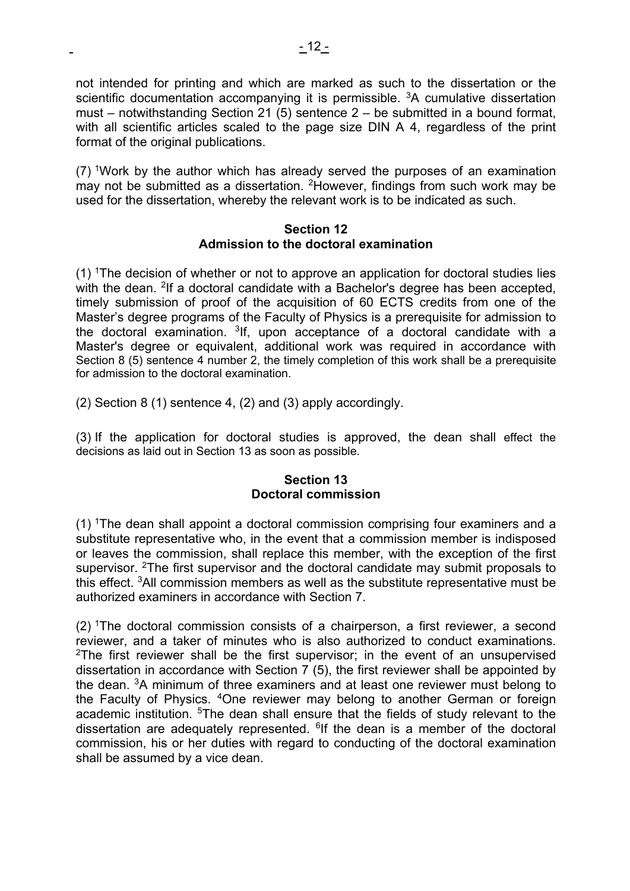not intended for printing and which are marked as such to the dissertation or the scientific documentation accompanying it is permissible. [3]A cumulative dissertation must – notwithstanding Section 21 (5) sentence 2 – be submitted in a bound format, with all scientific articles scaled to the page size DIN A 4, regardless of the print format of the original publications.

(7) [1]Work by the author which has already served the purposes of an examination may not be submitted as a dissertation. [2]However, findings from such work may be used for the dissertation, whereby the relevant work is to be indicated as such.

**Section 12**
**Admission to the doctoral examination**

(1) [1]The decision of whether or not to approve an application for doctoral studies lies with the dean. [2]If a doctoral candidate with a Bachelor's degree has been accepted, timely submission of proof of the acquisition of 60 ECTS credits from one of the Master's degree programs of the Faculty of Physics is a prerequisite for admission to the doctoral examination. [3]If, upon acceptance of a doctoral candidate with a Master's degree or equivalent, additional work was required in accordance with Section 8 (5) sentence 4 number 2, the timely completion of this work shall be a prerequisite for admission to the doctoral examination.

(2) Section 8 (1) sentence 4, (2) and (3) apply accordingly.

(3) If the application for doctoral studies is approved, the dean shall effect the decisions as laid out in Section 13 as soon as possible.

**Section 13**
**Doctoral commission**

(1) [1]The dean shall appoint a doctoral commission comprising four examiners and a substitute representative who, in the event that a commission member is indisposed or leaves the commission, shall replace this member, with the exception of the first supervisor. [2]The first supervisor and the doctoral candidate may submit proposals to this effect. [3]All commission members as well as the substitute representative must be authorized examiners in accordance with Section 7.

(2) [1]The doctoral commission consists of a chairperson, a first reviewer, a second reviewer, and a taker of minutes who is also authorized to conduct examinations. [2]The first reviewer shall be the first supervisor; in the event of an unsupervised dissertation in accordance with Section 7 (5), the first reviewer shall be appointed by the dean. [3]A minimum of three examiners and at least one reviewer must belong to the Faculty of Physics. [4]One reviewer may belong to another German or foreign academic institution. [5]The dean shall ensure that the fields of study relevant to the dissertation are adequately represented. [6]If the dean is a member of the doctoral commission, his or her duties with regard to conducting of the doctoral examination shall be assumed by a vice dean.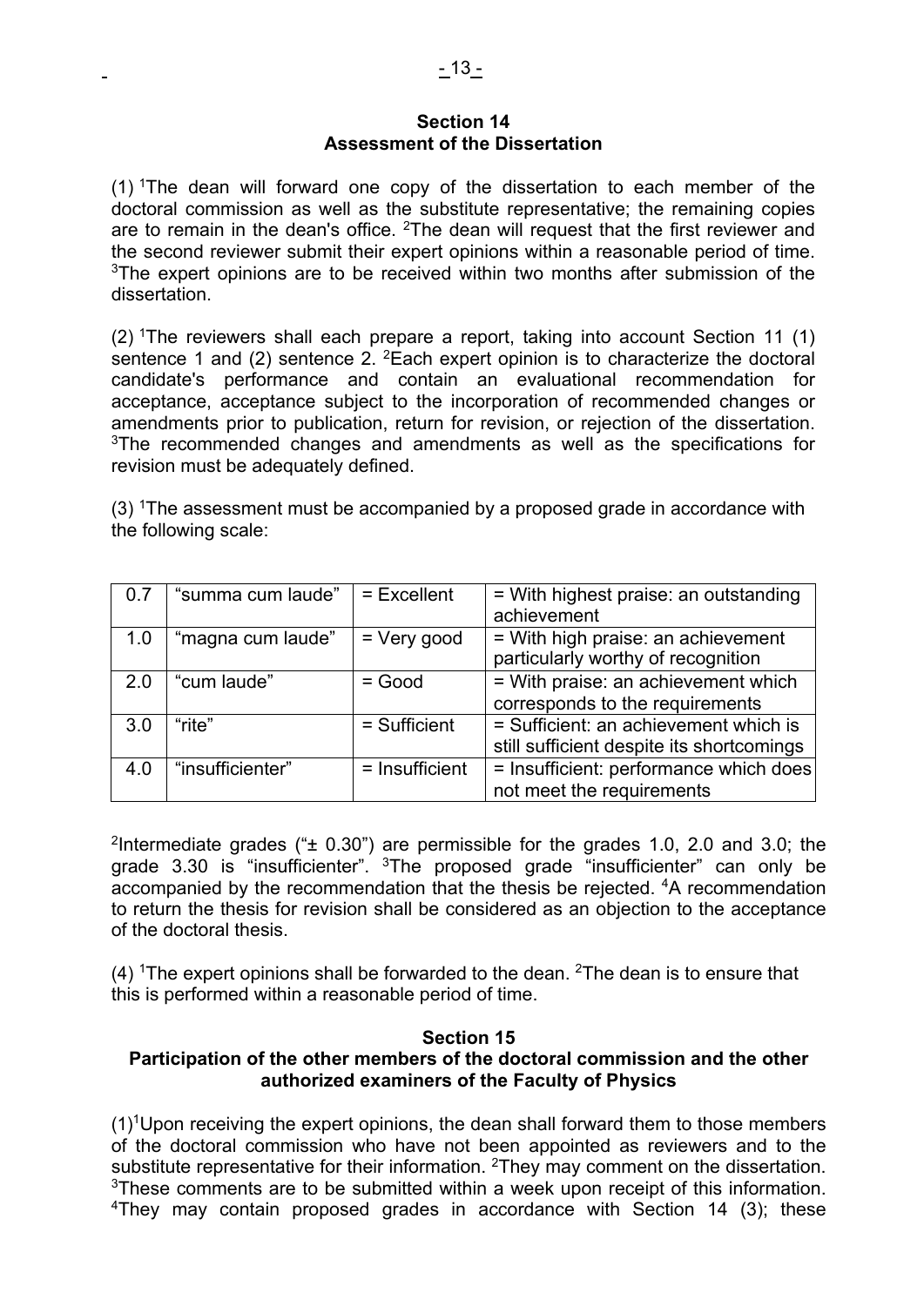## Section 14
## Assessment of the Dissertation

(1) [1]The dean will forward one copy of the dissertation to each member of the doctoral commission as well as the substitute representative; the remaining copies are to remain in the dean's office. [2]The dean will request that the first reviewer and the second reviewer submit their expert opinions within a reasonable period of time. [3]The expert opinions are to be received within two months after submission of the dissertation.

(2) [1]The reviewers shall each prepare a report, taking into account Section 11 (1) sentence 1 and (2) sentence 2. [2]Each expert opinion is to characterize the doctoral candidate's performance and contain an evaluational recommendation for acceptance, acceptance subject to the incorporation of recommended changes or amendments prior to publication, return for revision, or rejection of the dissertation. [3]The recommended changes and amendments as well as the specifications for revision must be adequately defined.

(3) [1]The assessment must be accompanied by a proposed grade in accordance with the following scale:

| | | | |
|---|---|---|---|
| 0.7 | "summa cum laude" | = Excellent | = With highest praise: an outstanding achievement |
| 1.0 | "magna cum laude" | = Very good | = With high praise: an achievement particularly worthy of recognition |
| 2.0 | "cum laude" | = Good | = With praise: an achievement which corresponds to the requirements |
| 3.0 | "rite" | = Sufficient | = Sufficient: an achievement which is still sufficient despite its shortcomings |
| 4.0 | "insufficienter" | = Insufficient | = Insufficient: performance which does not meet the requirements |

[2]Intermediate grades ("± 0.30") are permissible for the grades 1.0, 2.0 and 3.0; the grade 3.30 is "insufficienter". [3]The proposed grade "insufficienter" can only be accompanied by the recommendation that the thesis be rejected. [4]A recommendation to return the thesis for revision shall be considered as an objection to the acceptance of the doctoral thesis.

(4) [1]The expert opinions shall be forwarded to the dean. [2]The dean is to ensure that this is performed within a reasonable period of time.

## Section 15
## Participation of the other members of the doctoral commission and the other authorized examiners of the Faculty of Physics

(1)[1]Upon receiving the expert opinions, the dean shall forward them to those members of the doctoral commission who have not been appointed as reviewers and to the substitute representative for their information. [2]They may comment on the dissertation. [3]These comments are to be submitted within a week upon receipt of this information. [4]They may contain proposed grades in accordance with Section 14 (3); these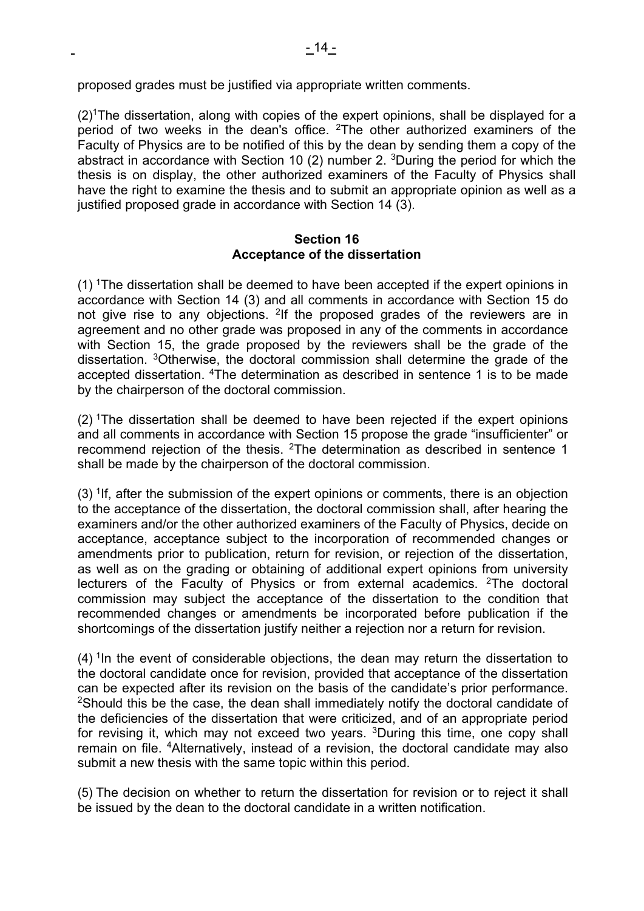proposed grades must be justified via appropriate written comments.

(2)[1]The dissertation, along with copies of the expert opinions, shall be displayed for a period of two weeks in the dean's office. [2]The other authorized examiners of the Faculty of Physics are to be notified of this by the dean by sending them a copy of the abstract in accordance with Section 10 (2) number 2. [3]During the period for which the thesis is on display, the other authorized examiners of the Faculty of Physics shall have the right to examine the thesis and to submit an appropriate opinion as well as a justified proposed grade in accordance with Section 14 (3).

**Section 16**
**Acceptance of the dissertation**

(1) [1]The dissertation shall be deemed to have been accepted if the expert opinions in accordance with Section 14 (3) and all comments in accordance with Section 15 do not give rise to any objections. [2]If the proposed grades of the reviewers are in agreement and no other grade was proposed in any of the comments in accordance with Section 15, the grade proposed by the reviewers shall be the grade of the dissertation. [3]Otherwise, the doctoral commission shall determine the grade of the accepted dissertation. [4]The determination as described in sentence 1 is to be made by the chairperson of the doctoral commission.

(2) [1]The dissertation shall be deemed to have been rejected if the expert opinions and all comments in accordance with Section 15 propose the grade “insufficienter” or recommend rejection of the thesis. [2]The determination as described in sentence 1 shall be made by the chairperson of the doctoral commission.

(3) [1]If, after the submission of the expert opinions or comments, there is an objection to the acceptance of the dissertation, the doctoral commission shall, after hearing the examiners and/or the other authorized examiners of the Faculty of Physics, decide on acceptance, acceptance subject to the incorporation of recommended changes or amendments prior to publication, return for revision, or rejection of the dissertation, as well as on the grading or obtaining of additional expert opinions from university lecturers of the Faculty of Physics or from external academics. [2]The doctoral commission may subject the acceptance of the dissertation to the condition that recommended changes or amendments be incorporated before publication if the shortcomings of the dissertation justify neither a rejection nor a return for revision.

(4) [1]In the event of considerable objections, the dean may return the dissertation to the doctoral candidate once for revision, provided that acceptance of the dissertation can be expected after its revision on the basis of the candidate’s prior performance. [2]Should this be the case, the dean shall immediately notify the doctoral candidate of the deficiencies of the dissertation that were criticized, and of an appropriate period for revising it, which may not exceed two years. [3]During this time, one copy shall remain on file. [4]Alternatively, instead of a revision, the doctoral candidate may also submit a new thesis with the same topic within this period.

(5) The decision on whether to return the dissertation for revision or to reject it shall be issued by the dean to the doctoral candidate in a written notification.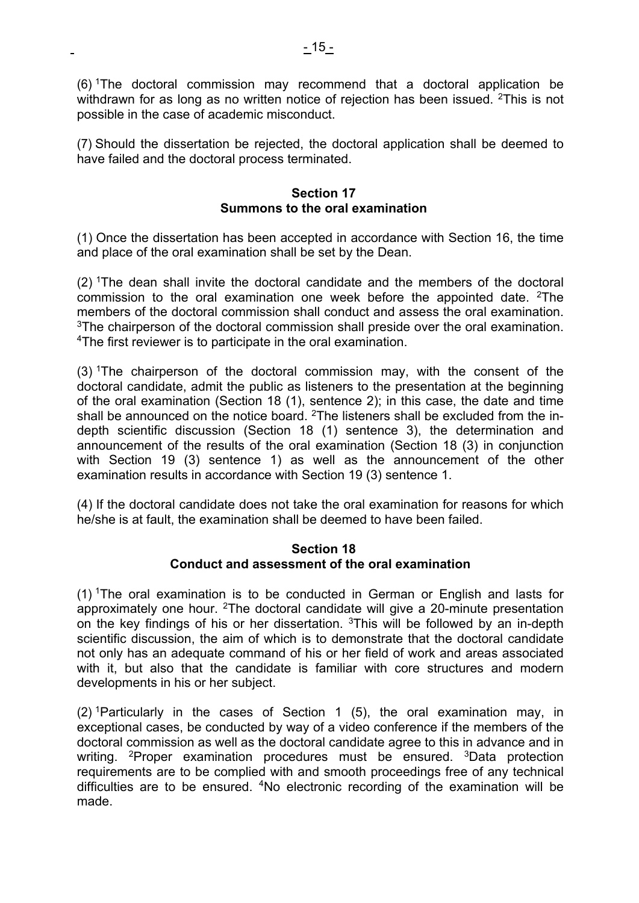(6) [1]The doctoral commission may recommend that a doctoral application be withdrawn for as long as no written notice of rejection has been issued. [2]This is not possible in the case of academic misconduct.

(7) Should the dissertation be rejected, the doctoral application shall be deemed to have failed and the doctoral process terminated.

### Section 17
### Summons to the oral examination

(1) Once the dissertation has been accepted in accordance with Section 16, the time and place of the oral examination shall be set by the Dean.

(2) [1]The dean shall invite the doctoral candidate and the members of the doctoral commission to the oral examination one week before the appointed date. [2]The members of the doctoral commission shall conduct and assess the oral examination. [3]The chairperson of the doctoral commission shall preside over the oral examination. [4]The first reviewer is to participate in the oral examination.

(3) [1]The chairperson of the doctoral commission may, with the consent of the doctoral candidate, admit the public as listeners to the presentation at the beginning of the oral examination (Section 18 (1), sentence 2); in this case, the date and time shall be announced on the notice board. [2]The listeners shall be excluded from the in-depth scientific discussion (Section 18 (1) sentence 3), the determination and announcement of the results of the oral examination (Section 18 (3) in conjunction with Section 19 (3) sentence 1) as well as the announcement of the other examination results in accordance with Section 19 (3) sentence 1.

(4) If the doctoral candidate does not take the oral examination for reasons for which he/she is at fault, the examination shall be deemed to have been failed.

### Section 18
### Conduct and assessment of the oral examination

(1) [1]The oral examination is to be conducted in German or English and lasts for approximately one hour. [2]The doctoral candidate will give a 20-minute presentation on the key findings of his or her dissertation. [3]This will be followed by an in-depth scientific discussion, the aim of which is to demonstrate that the doctoral candidate not only has an adequate command of his or her field of work and areas associated with it, but also that the candidate is familiar with core structures and modern developments in his or her subject.

(2) [1]Particularly in the cases of Section 1 (5), the oral examination may, in exceptional cases, be conducted by way of a video conference if the members of the doctoral commission as well as the doctoral candidate agree to this in advance and in writing. [2]Proper examination procedures must be ensured. [3]Data protection requirements are to be complied with and smooth proceedings free of any technical difficulties are to be ensured. [4]No electronic recording of the examination will be made.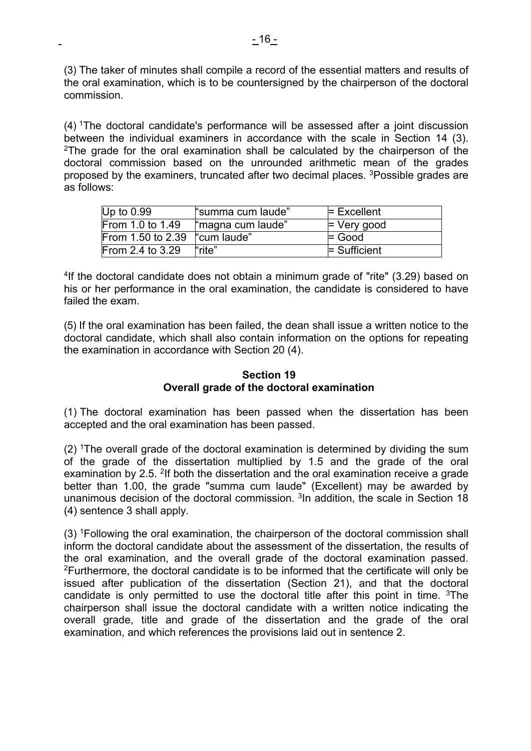(3) The taker of minutes shall compile a record of the essential matters and results of the oral examination, which is to be countersigned by the chairperson of the doctoral commission.

(4) [1]The doctoral candidate's performance will be assessed after a joint discussion between the individual examiners in accordance with the scale in Section 14 (3). [2]The grade for the oral examination shall be calculated by the chairperson of the doctoral commission based on the unrounded arithmetic mean of the grades proposed by the examiners, truncated after two decimal places. [3]Possible grades are as follows:

| Up to 0.99 | "summa cum laude" | = Excellent |
|---|---|---|
| From 1.0 to 1.49 | "magna cum laude" | = Very good |
| From 1.50 to 2.39 | "cum laude" | = Good |
| From 2.4 to 3.29 | "rite" | = Sufficient |

[4]If the doctoral candidate does not obtain a minimum grade of "rite" (3.29) based on his or her performance in the oral examination, the candidate is considered to have failed the exam.

(5) If the oral examination has been failed, the dean shall issue a written notice to the doctoral candidate, which shall also contain information on the options for repeating the examination in accordance with Section 20 (4).

## Section 19
## Overall grade of the doctoral examination

(1) The doctoral examination has been passed when the dissertation has been accepted and the oral examination has been passed.

(2) [1]The overall grade of the doctoral examination is determined by dividing the sum of the grade of the dissertation multiplied by 1.5 and the grade of the oral examination by 2.5. [2]If both the dissertation and the oral examination receive a grade better than 1.00, the grade "summa cum laude" (Excellent) may be awarded by unanimous decision of the doctoral commission. [3]In addition, the scale in Section 18 (4) sentence 3 shall apply.

(3) [1]Following the oral examination, the chairperson of the doctoral commission shall inform the doctoral candidate about the assessment of the dissertation, the results of the oral examination, and the overall grade of the doctoral examination passed. [2]Furthermore, the doctoral candidate is to be informed that the certificate will only be issued after publication of the dissertation (Section 21), and that the doctoral candidate is only permitted to use the doctoral title after this point in time. [3]The chairperson shall issue the doctoral candidate with a written notice indicating the overall grade, title and grade of the dissertation and the grade of the oral examination, and which references the provisions laid out in sentence 2.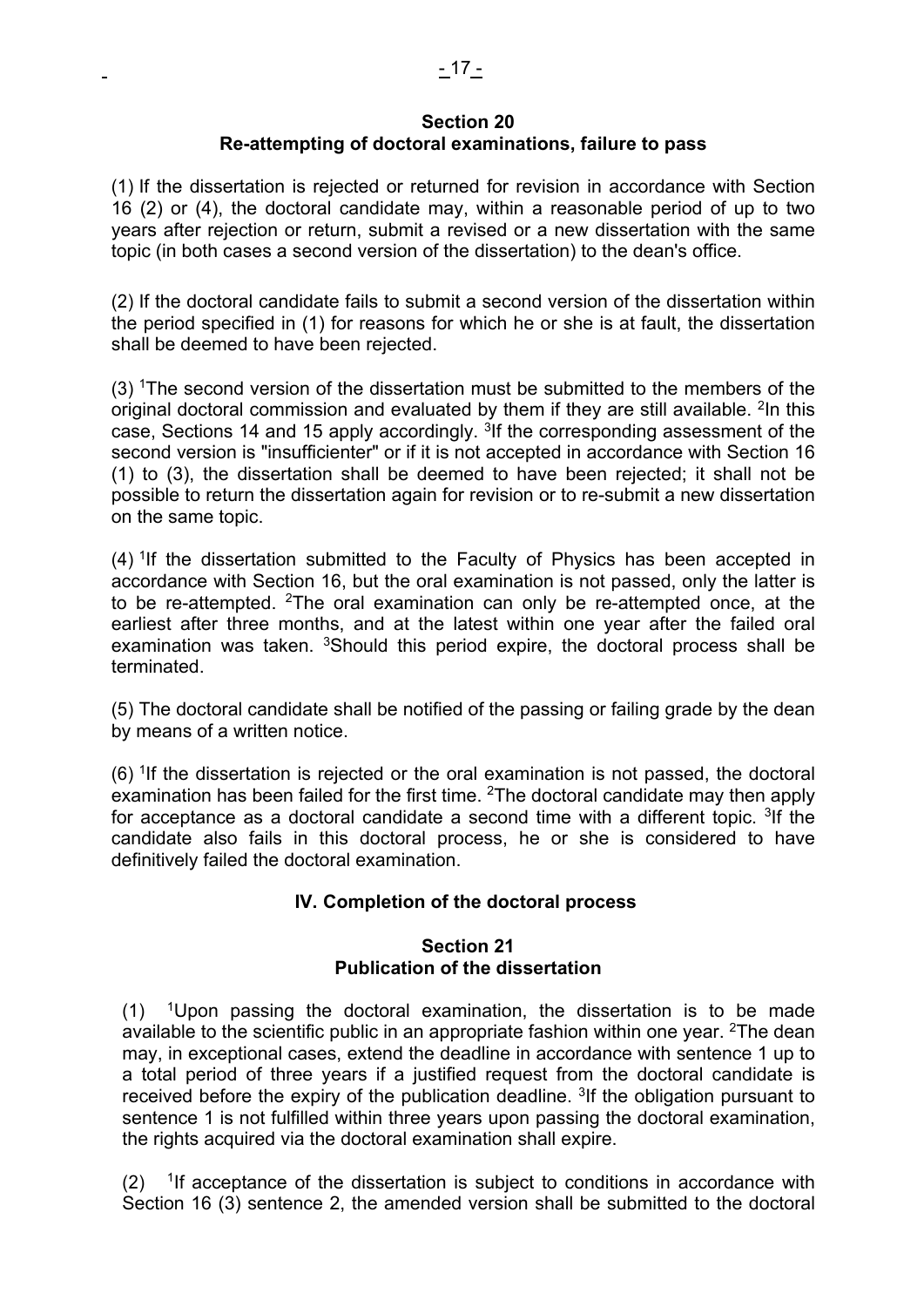## Section 20
## Re-attempting of doctoral examinations, failure to pass

(1) If the dissertation is rejected or returned for revision in accordance with Section 16 (2) or (4), the doctoral candidate may, within a reasonable period of up to two years after rejection or return, submit a revised or a new dissertation with the same topic (in both cases a second version of the dissertation) to the dean's office.

(2) If the doctoral candidate fails to submit a second version of the dissertation within the period specified in (1) for reasons for which he or she is at fault, the dissertation shall be deemed to have been rejected.

(3) [1]The second version of the dissertation must be submitted to the members of the original doctoral commission and evaluated by them if they are still available. [2]In this case, Sections 14 and 15 apply accordingly. [3]If the corresponding assessment of the second version is "insufficienter" or if it is not accepted in accordance with Section 16 (1) to (3), the dissertation shall be deemed to have been rejected; it shall not be possible to return the dissertation again for revision or to re-submit a new dissertation on the same topic.

(4) [1]If the dissertation submitted to the Faculty of Physics has been accepted in accordance with Section 16, but the oral examination is not passed, only the latter is to be re-attempted. [2]The oral examination can only be re-attempted once, at the earliest after three months, and at the latest within one year after the failed oral examination was taken. [3]Should this period expire, the doctoral process shall be terminated.

(5) The doctoral candidate shall be notified of the passing or failing grade by the dean by means of a written notice.

(6) [1]If the dissertation is rejected or the oral examination is not passed, the doctoral examination has been failed for the first time. [2]The doctoral candidate may then apply for acceptance as a doctoral candidate a second time with a different topic. [3]If the candidate also fails in this doctoral process, he or she is considered to have definitively failed the doctoral examination.

# IV. Completion of the doctoral process

## Section 21
## Publication of the dissertation

(1) [1]Upon passing the doctoral examination, the dissertation is to be made available to the scientific public in an appropriate fashion within one year. [2]The dean may, in exceptional cases, extend the deadline in accordance with sentence 1 up to a total period of three years if a justified request from the doctoral candidate is received before the expiry of the publication deadline. [3]If the obligation pursuant to sentence 1 is not fulfilled within three years upon passing the doctoral examination, the rights acquired via the doctoral examination shall expire.

(2) [1]If acceptance of the dissertation is subject to conditions in accordance with Section 16 (3) sentence 2, the amended version shall be submitted to the doctoral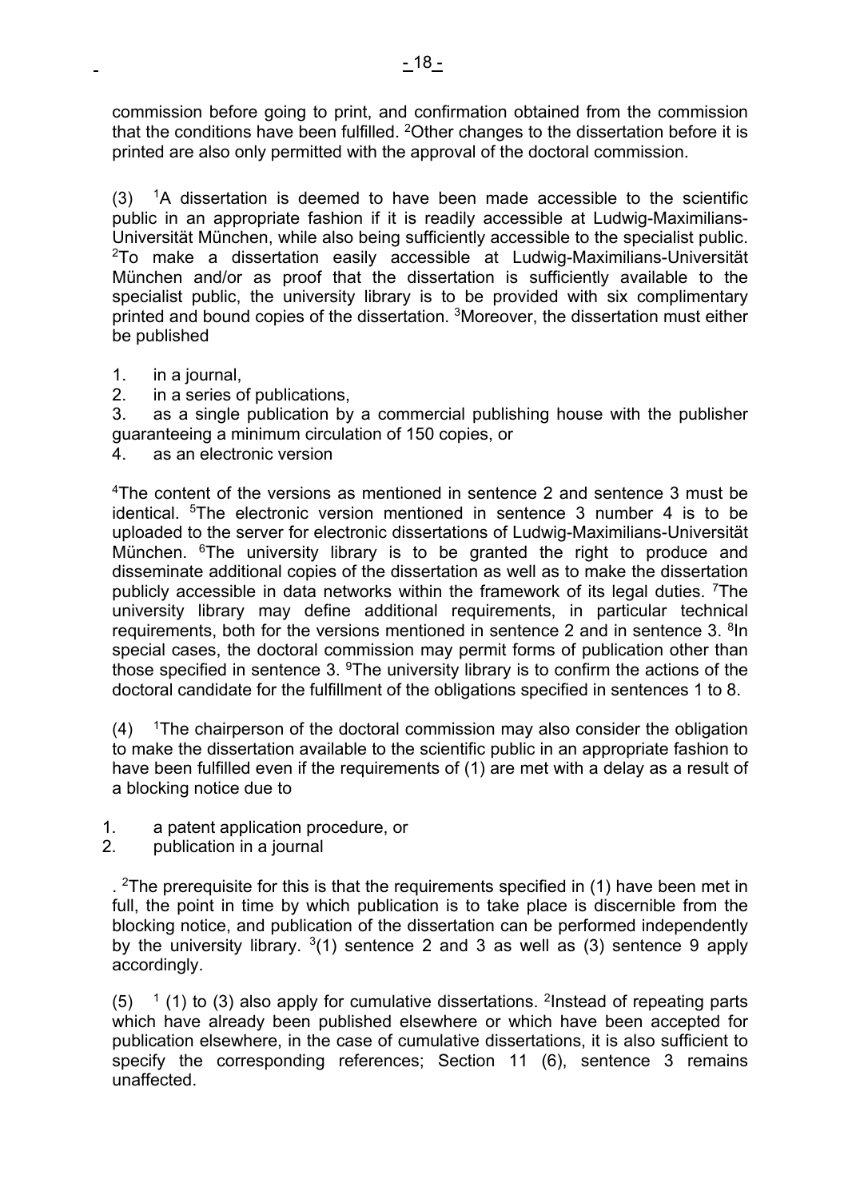commission before going to print, and confirmation obtained from the commission that the conditions have been fulfilled. [2]Other changes to the dissertation before it is printed are also only permitted with the approval of the doctoral commission.

(3) [1]A dissertation is deemed to have been made accessible to the scientific public in an appropriate fashion if it is readily accessible at Ludwig-Maximilians-Universität München, while also being sufficiently accessible to the specialist public. [2]To make a dissertation easily accessible at Ludwig-Maximilians-Universität München and/or as proof that the dissertation is sufficiently available to the specialist public, the university library is to be provided with six complimentary printed and bound copies of the dissertation. [3]Moreover, the dissertation must either be published

1. in a journal,
2. in a series of publications,
3. as a single publication by a commercial publishing house with the publisher guaranteeing a minimum circulation of 150 copies, or
4. as an electronic version

[4]The content of the versions as mentioned in sentence 2 and sentence 3 must be identical. [5]The electronic version mentioned in sentence 3 number 4 is to be uploaded to the server for electronic dissertations of Ludwig-Maximilians-Universität München. [6]The university library is to be granted the right to produce and disseminate additional copies of the dissertation as well as to make the dissertation publicly accessible in data networks within the framework of its legal duties. [7]The university library may define additional requirements, in particular technical requirements, both for the versions mentioned in sentence 2 and in sentence 3. [8]In special cases, the doctoral commission may permit forms of publication other than those specified in sentence 3. [9]The university library is to confirm the actions of the doctoral candidate for the fulfillment of the obligations specified in sentences 1 to 8.

(4) [1]The chairperson of the doctoral commission may also consider the obligation to make the dissertation available to the scientific public in an appropriate fashion to have been fulfilled even if the requirements of (1) are met with a delay as a result of a blocking notice due to

1. a patent application procedure, or
2. publication in a journal

. [2]The prerequisite for this is that the requirements specified in (1) have been met in full, the point in time by which publication is to take place is discernible from the blocking notice, and publication of the dissertation can be performed independently by the university library. [3](1) sentence 2 and 3 as well as (3) sentence 9 apply accordingly.

(5) [1] (1) to (3) also apply for cumulative dissertations. [2]Instead of repeating parts which have already been published elsewhere or which have been accepted for publication elsewhere, in the case of cumulative dissertations, it is also sufficient to specify the corresponding references; Section 11 (6), sentence 3 remains unaffected.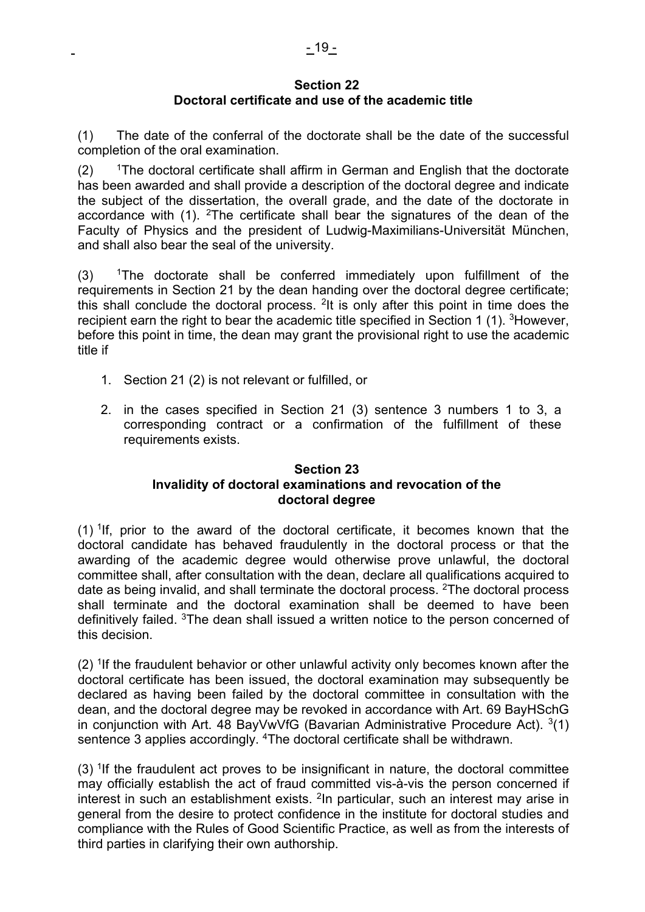## Section 22
## Doctoral certificate and use of the academic title

(1) The date of the conferral of the doctorate shall be the date of the successful completion of the oral examination.

(2) [1]The doctoral certificate shall affirm in German and English that the doctorate has been awarded and shall provide a description of the doctoral degree and indicate the subject of the dissertation, the overall grade, and the date of the doctorate in accordance with (1). [2]The certificate shall bear the signatures of the dean of the Faculty of Physics and the president of Ludwig-Maximilians-Universität München, and shall also bear the seal of the university.

(3) [1]The doctorate shall be conferred immediately upon fulfillment of the requirements in Section 21 by the dean handing over the doctoral degree certificate; this shall conclude the doctoral process. [2]It is only after this point in time does the recipient earn the right to bear the academic title specified in Section 1 (1). [3]However, before this point in time, the dean may grant the provisional right to use the academic title if

1. Section 21 (2) is not relevant or fulfilled, or
2. in the cases specified in Section 21 (3) sentence 3 numbers 1 to 3, a corresponding contract or a confirmation of the fulfillment of these requirements exists.

## Section 23
## Invalidity of doctoral examinations and revocation of the doctoral degree

(1) [1]If, prior to the award of the doctoral certificate, it becomes known that the doctoral candidate has behaved fraudulently in the doctoral process or that the awarding of the academic degree would otherwise prove unlawful, the doctoral committee shall, after consultation with the dean, declare all qualifications acquired to date as being invalid, and shall terminate the doctoral process. [2]The doctoral process shall terminate and the doctoral examination shall be deemed to have been definitively failed. [3]The dean shall issued a written notice to the person concerned of this decision.

(2) [1]If the fraudulent behavior or other unlawful activity only becomes known after the doctoral certificate has been issued, the doctoral examination may subsequently be declared as having been failed by the doctoral committee in consultation with the dean, and the doctoral degree may be revoked in accordance with Art. 69 BayHSchG in conjunction with Art. 48 BayVwVfG (Bavarian Administrative Procedure Act). [3](1) sentence 3 applies accordingly. [4]The doctoral certificate shall be withdrawn.

(3) [1]If the fraudulent act proves to be insignificant in nature, the doctoral committee may officially establish the act of fraud committed vis-à-vis the person concerned if interest in such an establishment exists. [2]In particular, such an interest may arise in general from the desire to protect confidence in the institute for doctoral studies and compliance with the Rules of Good Scientific Practice, as well as from the interests of third parties in clarifying their own authorship.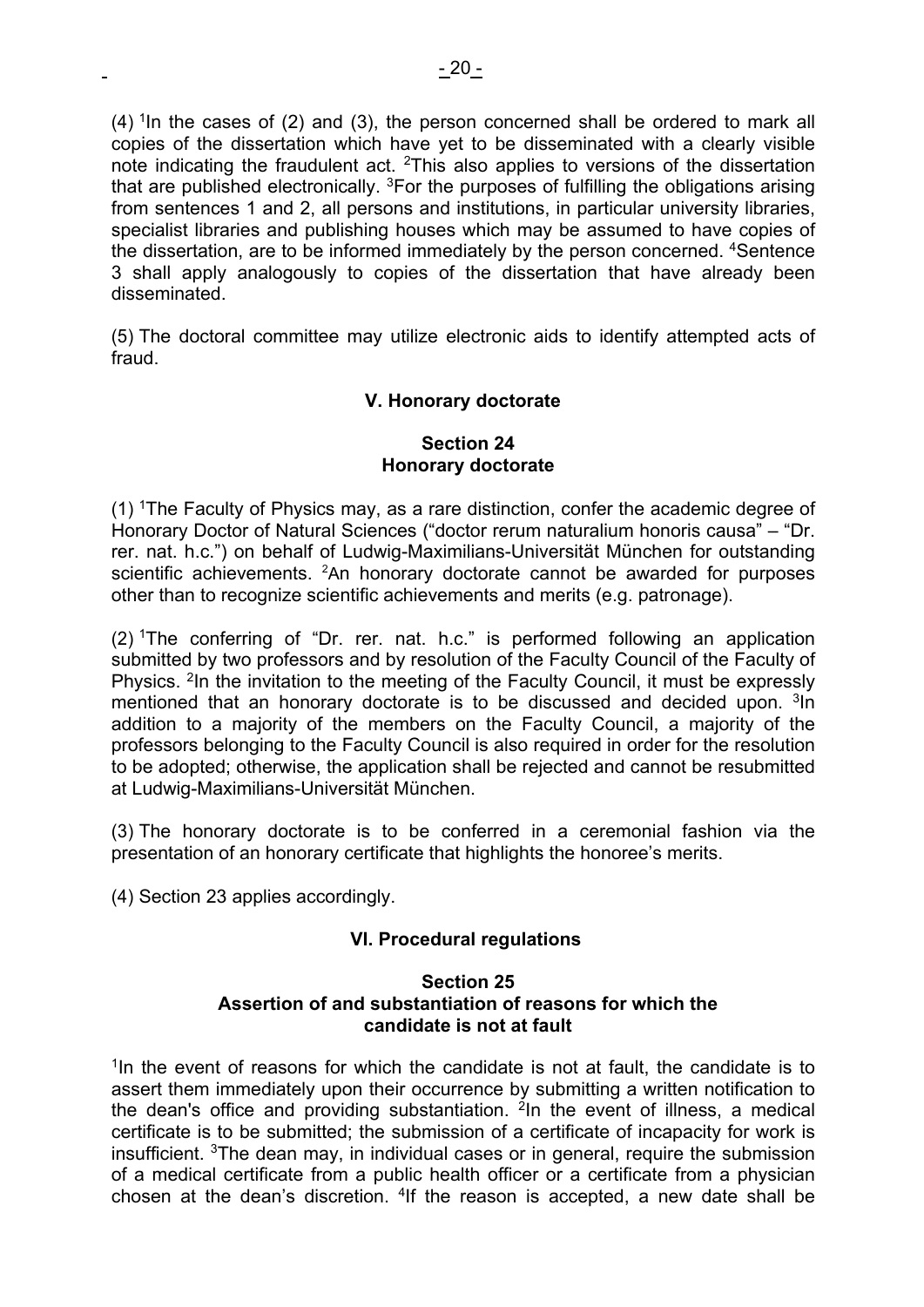(4) [1]In the cases of (2) and (3), the person concerned shall be ordered to mark all copies of the dissertation which have yet to be disseminated with a clearly visible note indicating the fraudulent act. [2]This also applies to versions of the dissertation that are published electronically. [3]For the purposes of fulfilling the obligations arising from sentences 1 and 2, all persons and institutions, in particular university libraries, specialist libraries and publishing houses which may be assumed to have copies of the dissertation, are to be informed immediately by the person concerned. [4]Sentence 3 shall apply analogously to copies of the dissertation that have already been disseminated.

(5) The doctoral committee may utilize electronic aids to identify attempted acts of fraud.

## V. Honorary doctorate

### Section 24
### Honorary doctorate

(1) [1]The Faculty of Physics may, as a rare distinction, confer the academic degree of Honorary Doctor of Natural Sciences ("doctor rerum naturalium honoris causa" – "Dr. rer. nat. h.c.") on behalf of Ludwig-Maximilians-Universität München for outstanding scientific achievements. [2]An honorary doctorate cannot be awarded for purposes other than to recognize scientific achievements and merits (e.g. patronage).

(2) [1]The conferring of "Dr. rer. nat. h.c." is performed following an application submitted by two professors and by resolution of the Faculty Council of the Faculty of Physics. [2]In the invitation to the meeting of the Faculty Council, it must be expressly mentioned that an honorary doctorate is to be discussed and decided upon. [3]In addition to a majority of the members on the Faculty Council, a majority of the professors belonging to the Faculty Council is also required in order for the resolution to be adopted; otherwise, the application shall be rejected and cannot be resubmitted at Ludwig-Maximilians-Universität München.

(3) The honorary doctorate is to be conferred in a ceremonial fashion via the presentation of an honorary certificate that highlights the honoree's merits.

(4) Section 23 applies accordingly.

## VI. Procedural regulations

### Section 25
### Assertion of and substantiation of reasons for which the candidate is not at fault

[1]In the event of reasons for which the candidate is not at fault, the candidate is to assert them immediately upon their occurrence by submitting a written notification to the dean's office and providing substantiation. [2]In the event of illness, a medical certificate is to be submitted; the submission of a certificate of incapacity for work is insufficient. [3]The dean may, in individual cases or in general, require the submission of a medical certificate from a public health officer or a certificate from a physician chosen at the dean's discretion. [4]If the reason is accepted, a new date shall be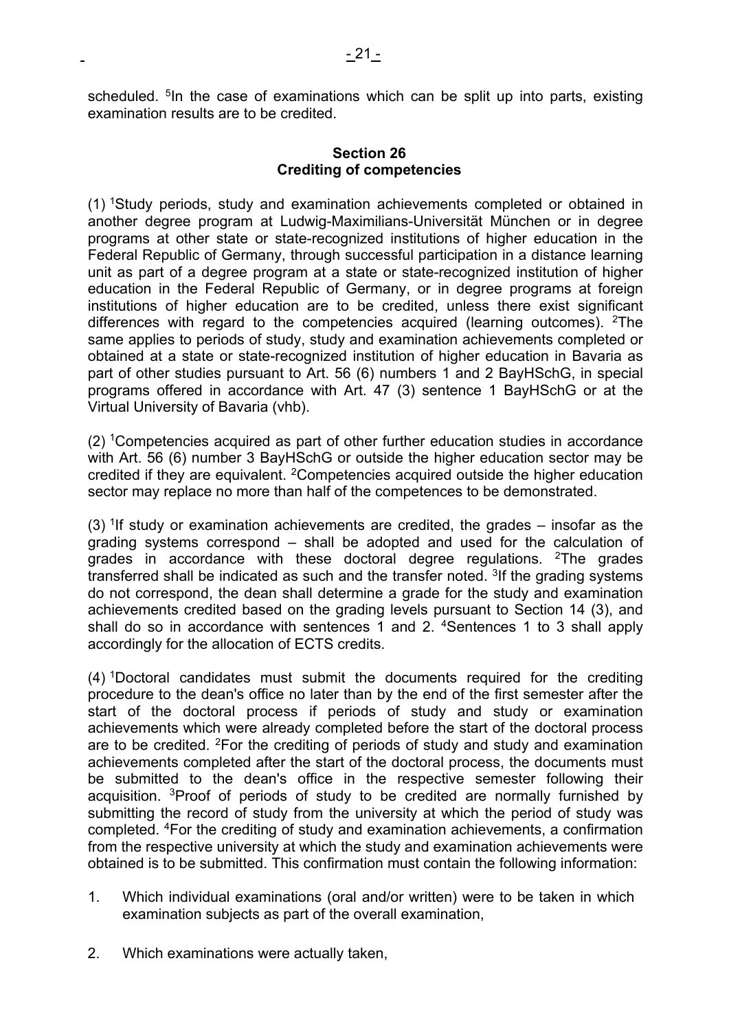scheduled. [5]In the case of examinations which can be split up into parts, existing examination results are to be credited.

## Section 26
## Crediting of competencies

(1) [1]Study periods, study and examination achievements completed or obtained in another degree program at Ludwig-Maximilians-Universität München or in degree programs at other state or state-recognized institutions of higher education in the Federal Republic of Germany, through successful participation in a distance learning unit as part of a degree program at a state or state-recognized institution of higher education in the Federal Republic of Germany, or in degree programs at foreign institutions of higher education are to be credited, unless there exist significant differences with regard to the competencies acquired (learning outcomes). [2]The same applies to periods of study, study and examination achievements completed or obtained at a state or state-recognized institution of higher education in Bavaria as part of other studies pursuant to Art. 56 (6) numbers 1 and 2 BayHSchG, in special programs offered in accordance with Art. 47 (3) sentence 1 BayHSchG or at the Virtual University of Bavaria (vhb).

(2) [1]Competencies acquired as part of other further education studies in accordance with Art. 56 (6) number 3 BayHSchG or outside the higher education sector may be credited if they are equivalent. [2]Competencies acquired outside the higher education sector may replace no more than half of the competences to be demonstrated.

(3) [1]If study or examination achievements are credited, the grades – insofar as the grading systems correspond – shall be adopted and used for the calculation of grades in accordance with these doctoral degree regulations. [2]The grades transferred shall be indicated as such and the transfer noted. [3]If the grading systems do not correspond, the dean shall determine a grade for the study and examination achievements credited based on the grading levels pursuant to Section 14 (3), and shall do so in accordance with sentences 1 and 2. [4]Sentences 1 to 3 shall apply accordingly for the allocation of ECTS credits.

(4) [1]Doctoral candidates must submit the documents required for the crediting procedure to the dean's office no later than by the end of the first semester after the start of the doctoral process if periods of study and study or examination achievements which were already completed before the start of the doctoral process are to be credited. [2]For the crediting of periods of study and study and examination achievements completed after the start of the doctoral process, the documents must be submitted to the dean's office in the respective semester following their acquisition. [3]Proof of periods of study to be credited are normally furnished by submitting the record of study from the university at which the period of study was completed. [4]For the crediting of study and examination achievements, a confirmation from the respective university at which the study and examination achievements were obtained is to be submitted. This confirmation must contain the following information:

1. Which individual examinations (oral and/or written) were to be taken in which examination subjects as part of the overall examination,

2. Which examinations were actually taken,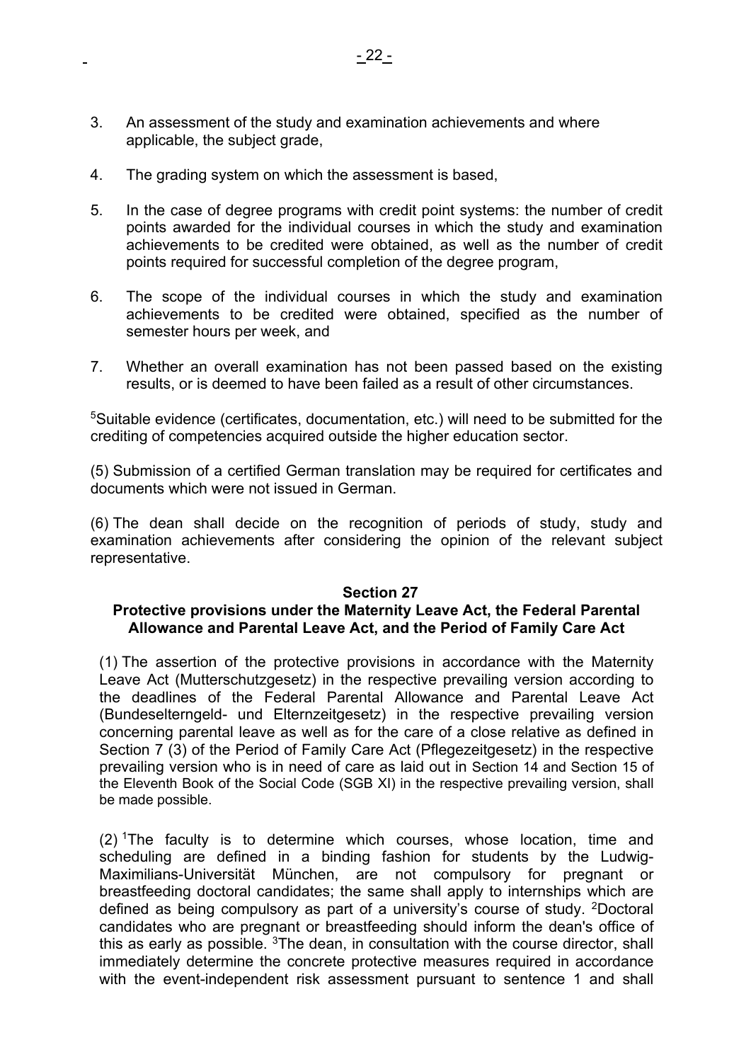3. An assessment of the study and examination achievements and where applicable, the subject grade,

4. The grading system on which the assessment is based,

5. In the case of degree programs with credit point systems: the number of credit points awarded for the individual courses in which the study and examination achievements to be credited were obtained, as well as the number of credit points required for successful completion of the degree program,

6. The scope of the individual courses in which the study and examination achievements to be credited were obtained, specified as the number of semester hours per week, and

7. Whether an overall examination has not been passed based on the existing results, or is deemed to have been failed as a result of other circumstances.

[5]Suitable evidence (certificates, documentation, etc.) will need to be submitted for the crediting of competencies acquired outside the higher education sector.

(5) Submission of a certified German translation may be required for certificates and documents which were not issued in German.

(6) The dean shall decide on the recognition of periods of study, study and examination achievements after considering the opinion of the relevant subject representative.

**Section 27**
**Protective provisions under the Maternity Leave Act, the Federal Parental Allowance and Parental Leave Act, and the Period of Family Care Act**

(1) The assertion of the protective provisions in accordance with the Maternity Leave Act (Mutterschutzgesetz) in the respective prevailing version according to the deadlines of the Federal Parental Allowance and Parental Leave Act (Bundeselterngeld- und Elternzeitgesetz) in the respective prevailing version concerning parental leave as well as for the care of a close relative as defined in Section 7 (3) of the Period of Family Care Act (Pflegezeitgesetz) in the respective prevailing version who is in need of care as laid out in Section 14 and Section 15 of the Eleventh Book of the Social Code (SGB XI) in the respective prevailing version, shall be made possible.

(2) [1]The faculty is to determine which courses, whose location, time and scheduling are defined in a binding fashion for students by the Ludwig-Maximilians-Universität München, are not compulsory for pregnant or breastfeeding doctoral candidates; the same shall apply to internships which are defined as being compulsory as part of a university's course of study. [2]Doctoral candidates who are pregnant or breastfeeding should inform the dean's office of this as early as possible. [3]The dean, in consultation with the course director, shall immediately determine the concrete protective measures required in accordance with the event-independent risk assessment pursuant to sentence 1 and shall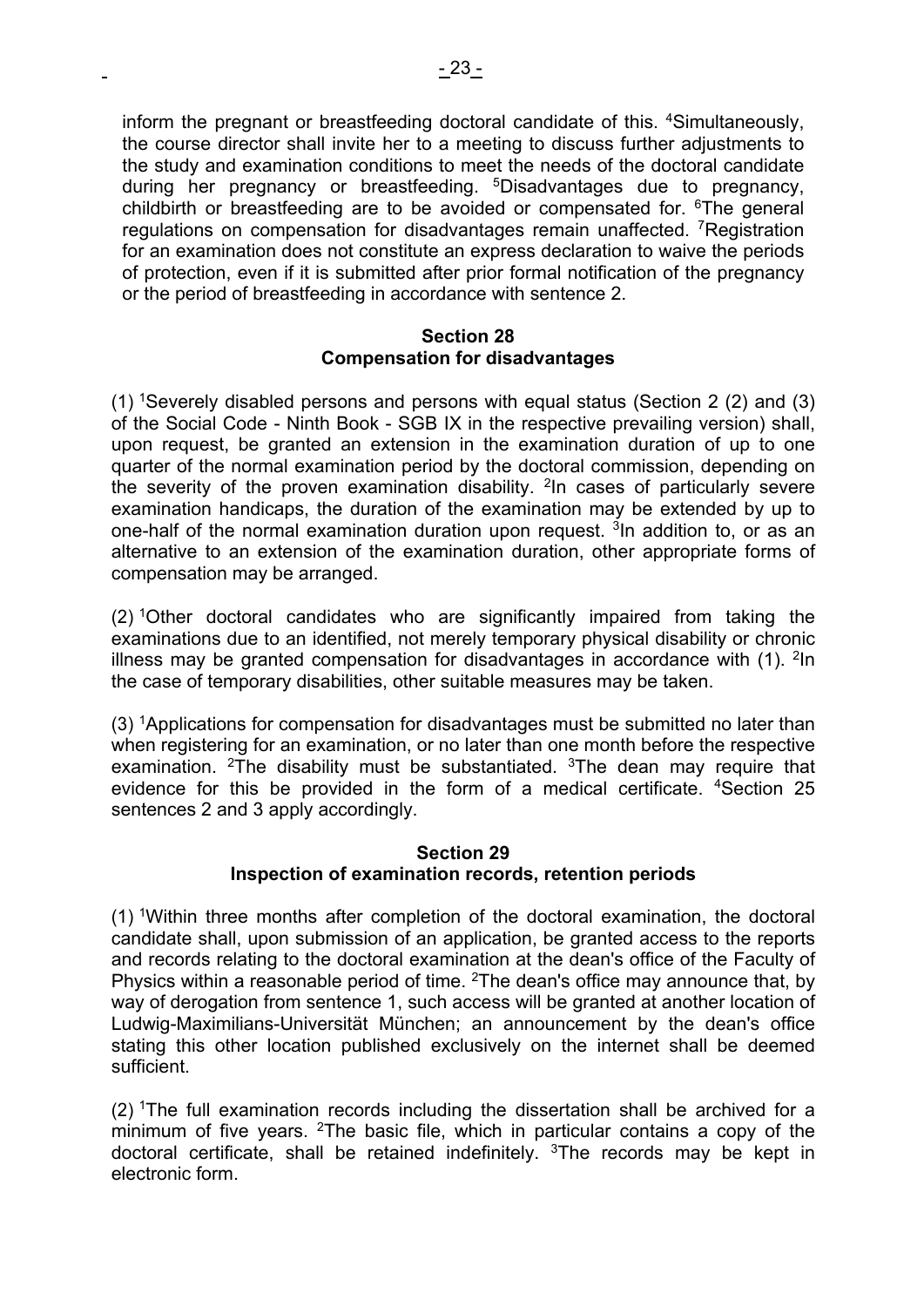inform the pregnant or breastfeeding doctoral candidate of this. [4]Simultaneously, the course director shall invite her to a meeting to discuss further adjustments to the study and examination conditions to meet the needs of the doctoral candidate during her pregnancy or breastfeeding. [5]Disadvantages due to pregnancy, childbirth or breastfeeding are to be avoided or compensated for. [6]The general regulations on compensation for disadvantages remain unaffected. [7]Registration for an examination does not constitute an express declaration to waive the periods of protection, even if it is submitted after prior formal notification of the pregnancy or the period of breastfeeding in accordance with sentence 2.

## Section 28
## Compensation for disadvantages

(1) [1]Severely disabled persons and persons with equal status (Section 2 (2) and (3) of the Social Code - Ninth Book - SGB IX in the respective prevailing version) shall, upon request, be granted an extension in the examination duration of up to one quarter of the normal examination period by the doctoral commission, depending on the severity of the proven examination disability. [2]In cases of particularly severe examination handicaps, the duration of the examination may be extended by up to one-half of the normal examination duration upon request. [3]In addition to, or as an alternative to an extension of the examination duration, other appropriate forms of compensation may be arranged.

(2) [1]Other doctoral candidates who are significantly impaired from taking the examinations due to an identified, not merely temporary physical disability or chronic illness may be granted compensation for disadvantages in accordance with (1). [2]In the case of temporary disabilities, other suitable measures may be taken.

(3) [1]Applications for compensation for disadvantages must be submitted no later than when registering for an examination, or no later than one month before the respective examination. [2]The disability must be substantiated. [3]The dean may require that evidence for this be provided in the form of a medical certificate. [4]Section 25 sentences 2 and 3 apply accordingly.

## Section 29
## Inspection of examination records, retention periods

(1) [1]Within three months after completion of the doctoral examination, the doctoral candidate shall, upon submission of an application, be granted access to the reports and records relating to the doctoral examination at the dean's office of the Faculty of Physics within a reasonable period of time. [2]The dean's office may announce that, by way of derogation from sentence 1, such access will be granted at another location of Ludwig-Maximilians-Universität München; an announcement by the dean's office stating this other location published exclusively on the internet shall be deemed sufficient.

(2) [1]The full examination records including the dissertation shall be archived for a minimum of five years. [2]The basic file, which in particular contains a copy of the doctoral certificate, shall be retained indefinitely. [3]The records may be kept in electronic form.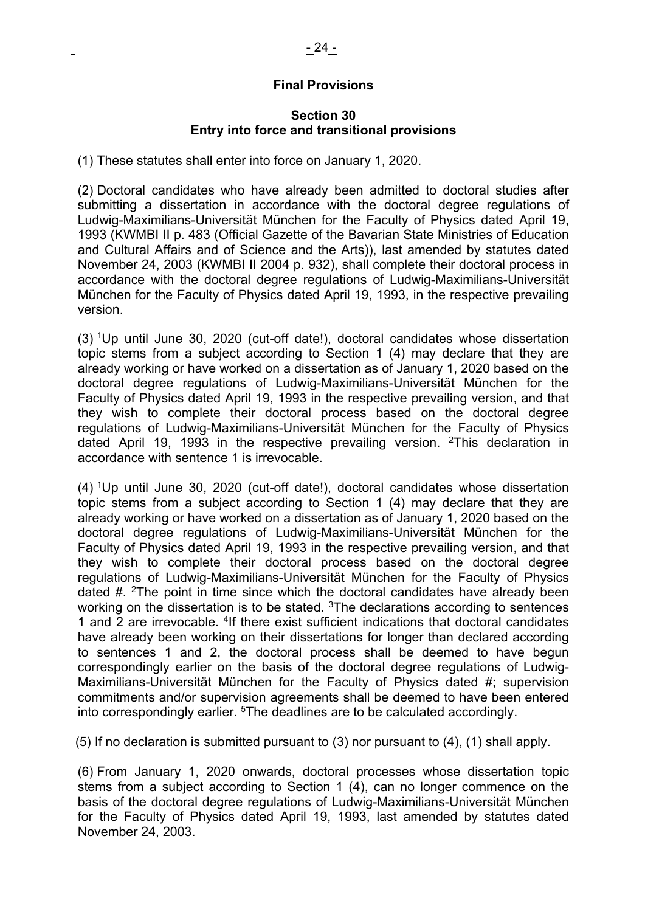## Final Provisions

### Section 30
### Entry into force and transitional provisions

(1) These statutes shall enter into force on January 1, 2020.

(2) Doctoral candidates who have already been admitted to doctoral studies after submitting a dissertation in accordance with the doctoral degree regulations of Ludwig-Maximilians-Universität München for the Faculty of Physics dated April 19, 1993 (KWMBl II p. 483 (Official Gazette of the Bavarian State Ministries of Education and Cultural Affairs and of Science and the Arts)), last amended by statutes dated November 24, 2003 (KWMBl II 2004 p. 932), shall complete their doctoral process in accordance with the doctoral degree regulations of Ludwig-Maximilians-Universität München for the Faculty of Physics dated April 19, 1993, in the respective prevailing version.

(3) [1]Up until June 30, 2020 (cut-off date!), doctoral candidates whose dissertation topic stems from a subject according to Section 1 (4) may declare that they are already working or have worked on a dissertation as of January 1, 2020 based on the doctoral degree regulations of Ludwig-Maximilians-Universität München for the Faculty of Physics dated April 19, 1993 in the respective prevailing version, and that they wish to complete their doctoral process based on the doctoral degree regulations of Ludwig-Maximilians-Universität München for the Faculty of Physics dated April 19, 1993 in the respective prevailing version. [2]This declaration in accordance with sentence 1 is irrevocable.

(4) [1]Up until June 30, 2020 (cut-off date!), doctoral candidates whose dissertation topic stems from a subject according to Section 1 (4) may declare that they are already working or have worked on a dissertation as of January 1, 2020 based on the doctoral degree regulations of Ludwig-Maximilians-Universität München for the Faculty of Physics dated April 19, 1993 in the respective prevailing version, and that they wish to complete their doctoral process based on the doctoral degree regulations of Ludwig-Maximilians-Universität München for the Faculty of Physics dated #. [2]The point in time since which the doctoral candidates have already been working on the dissertation is to be stated. [3]The declarations according to sentences 1 and 2 are irrevocable. [4]If there exist sufficient indications that doctoral candidates have already been working on their dissertations for longer than declared according to sentences 1 and 2, the doctoral process shall be deemed to have begun correspondingly earlier on the basis of the doctoral degree regulations of Ludwig-Maximilians-Universität München for the Faculty of Physics dated #; supervision commitments and/or supervision agreements shall be deemed to have been entered into correspondingly earlier. [5]The deadlines are to be calculated accordingly.

(5) If no declaration is submitted pursuant to (3) nor pursuant to (4), (1) shall apply.

(6) From January 1, 2020 onwards, doctoral processes whose dissertation topic stems from a subject according to Section 1 (4), can no longer commence on the basis of the doctoral degree regulations of Ludwig-Maximilians-Universität München for the Faculty of Physics dated April 19, 1993, last amended by statutes dated November 24, 2003.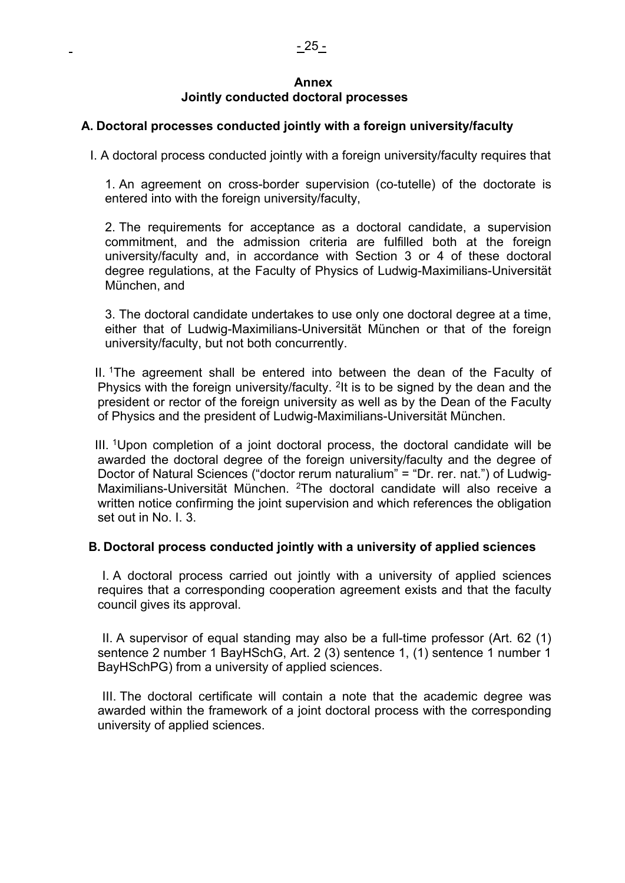# Annex
## Jointly conducted doctoral processes

### A. Doctoral processes conducted jointly with a foreign university/faculty

I. A doctoral process conducted jointly with a foreign university/faculty requires that

1. An agreement on cross-border supervision (co-tutelle) of the doctorate is entered into with the foreign university/faculty,

2. The requirements for acceptance as a doctoral candidate, a supervision commitment, and the admission criteria are fulfilled both at the foreign university/faculty and, in accordance with Section 3 or 4 of these doctoral degree regulations, at the Faculty of Physics of Ludwig-Maximilians-Universität München, and

3. The doctoral candidate undertakes to use only one doctoral degree at a time, either that of Ludwig-Maximilians-Universität München or that of the foreign university/faculty, but not both concurrently.

II. [1]The agreement shall be entered into between the dean of the Faculty of Physics with the foreign university/faculty. [2]It is to be signed by the dean and the president or rector of the foreign university as well as by the Dean of the Faculty of Physics and the president of Ludwig-Maximilians-Universität München.

III. [1]Upon completion of a joint doctoral process, the doctoral candidate will be awarded the doctoral degree of the foreign university/faculty and the degree of Doctor of Natural Sciences ("doctor rerum naturalium" = "Dr. rer. nat.") of Ludwig-Maximilians-Universität München. [2]The doctoral candidate will also receive a written notice confirming the joint supervision and which references the obligation set out in No. I. 3.

### B. Doctoral process conducted jointly with a university of applied sciences

I. A doctoral process carried out jointly with a university of applied sciences requires that a corresponding cooperation agreement exists and that the faculty council gives its approval.

II. A supervisor of equal standing may also be a full-time professor (Art. 62 (1) sentence 2 number 1 BayHSchG, Art. 2 (3) sentence 1, (1) sentence 1 number 1 BayHSchPG) from a university of applied sciences.

III. The doctoral certificate will contain a note that the academic degree was awarded within the framework of a joint doctoral process with the corresponding university of applied sciences.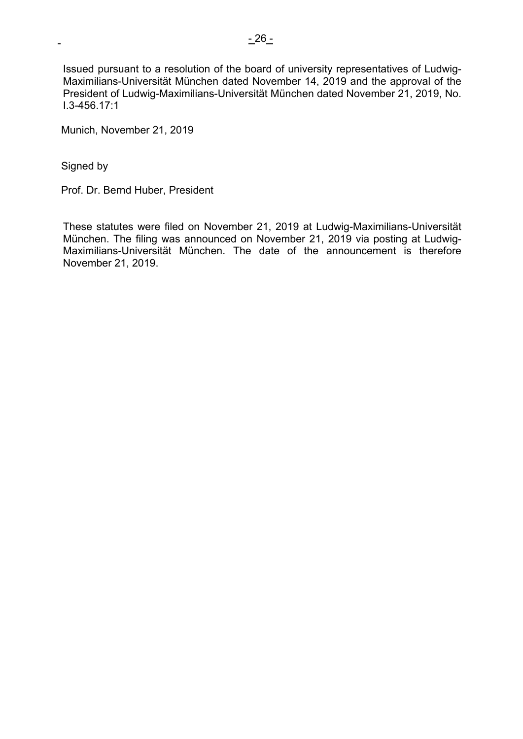Issued pursuant to a resolution of the board of university representatives of Ludwig-Maximilians-Universität München dated November 14, 2019 and the approval of the President of Ludwig-Maximilians-Universität München dated November 21, 2019, No. I.3-456.17:1

Munich, November 21, 2019

Signed by

Prof. Dr. Bernd Huber, President

These statutes were filed on November 21, 2019 at Ludwig-Maximilians-Universität München. The filing was announced on November 21, 2019 via posting at Ludwig-Maximilians-Universität München. The date of the announcement is therefore November 21, 2019.